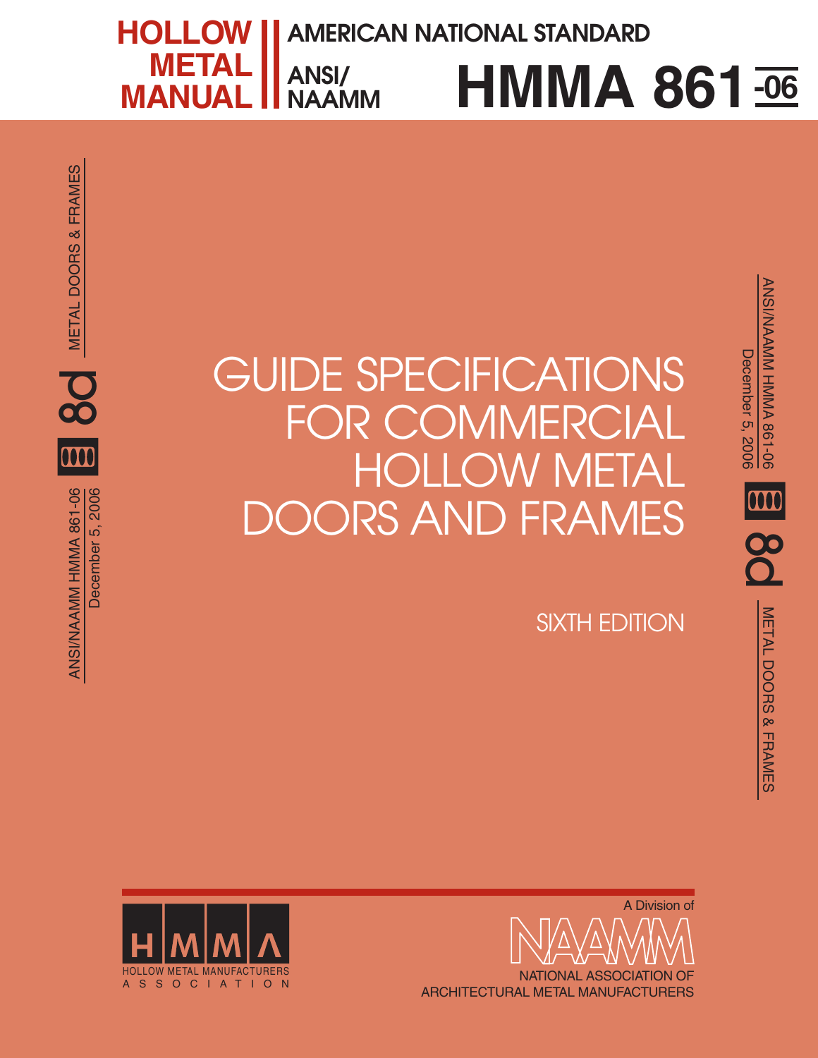HOLLOW METAL MANUAL

AMERICAN NATIONAL STANDARD

ANSI/NAAMM

# HMMA 861-06

ANSI/NAAMM HMMA 861-06
December 5, 2006

8d METAL DOORS & FRAMES

# GUIDE SPECIFICATIONS FOR COMMERCIAL HOLLOW METAL DOORS AND FRAMES

SIXTH EDITION

HMMA
HOLLOW METAL MANUFACTURERS ASSOCIATION

A Division of

NAAMM
NATIONAL ASSOCIATION OF ARCHITECTURAL METAL MANUFACTURERS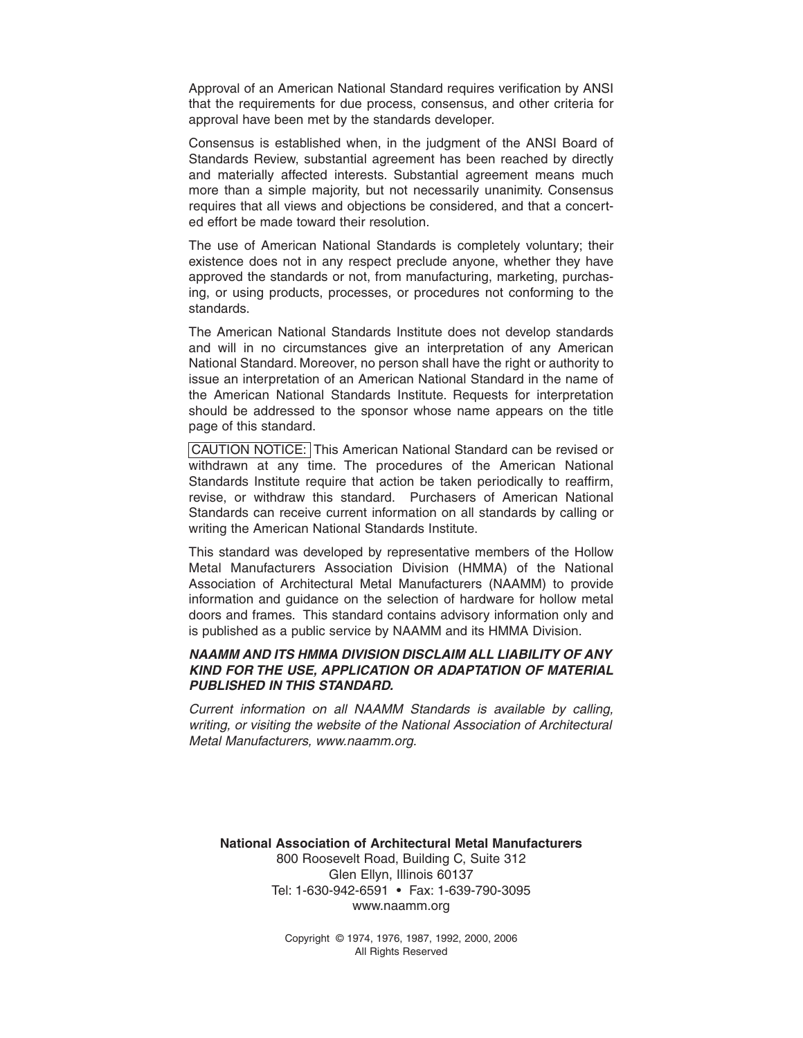Approval of an American National Standard requires verification by ANSI that the requirements for due process, consensus, and other criteria for approval have been met by the standards developer.

Consensus is established when, in the judgment of the ANSI Board of Standards Review, substantial agreement has been reached by directly and materially affected interests. Substantial agreement means much more than a simple majority, but not necessarily unanimity. Consensus requires that all views and objections be considered, and that a concerted effort be made toward their resolution.

The use of American National Standards is completely voluntary; their existence does not in any respect preclude anyone, whether they have approved the standards or not, from manufacturing, marketing, purchasing, or using products, processes, or procedures not conforming to the standards.

The American National Standards Institute does not develop standards and will in no circumstances give an interpretation of any American National Standard. Moreover, no person shall have the right or authority to issue an interpretation of an American National Standard in the name of the American National Standards Institute. Requests for interpretation should be addressed to the sponsor whose name appears on the title page of this standard.

CAUTION NOTICE: This American National Standard can be revised or withdrawn at any time. The procedures of the American National Standards Institute require that action be taken periodically to reaffirm, revise, or withdraw this standard. Purchasers of American National Standards can receive current information on all standards by calling or writing the American National Standards Institute.

This standard was developed by representative members of the Hollow Metal Manufacturers Association Division (HMMA) of the National Association of Architectural Metal Manufacturers (NAAMM) to provide information and guidance on the selection of hardware for hollow metal doors and frames. This standard contains advisory information only and is published as a public service by NAAMM and its HMMA Division.

***NAAMM AND ITS HMMA DIVISION DISCLAIM ALL LIABILITY OF ANY KIND FOR THE USE, APPLICATION OR ADAPTATION OF MATERIAL PUBLISHED IN THIS STANDARD.***

*Current information on all NAAMM Standards is available by calling, writing, or visiting the website of the National Association of Architectural Metal Manufacturers, www.naamm.org.*

**National Association of Architectural Metal Manufacturers**
800 Roosevelt Road, Building C, Suite 312
Glen Ellyn, Illinois 60137
Tel: 1-630-942-6591 • Fax: 1-639-790-3095
www.naamm.org

Copyright © 1974, 1976, 1987, 1992, 2000, 2006
All Rights Reserved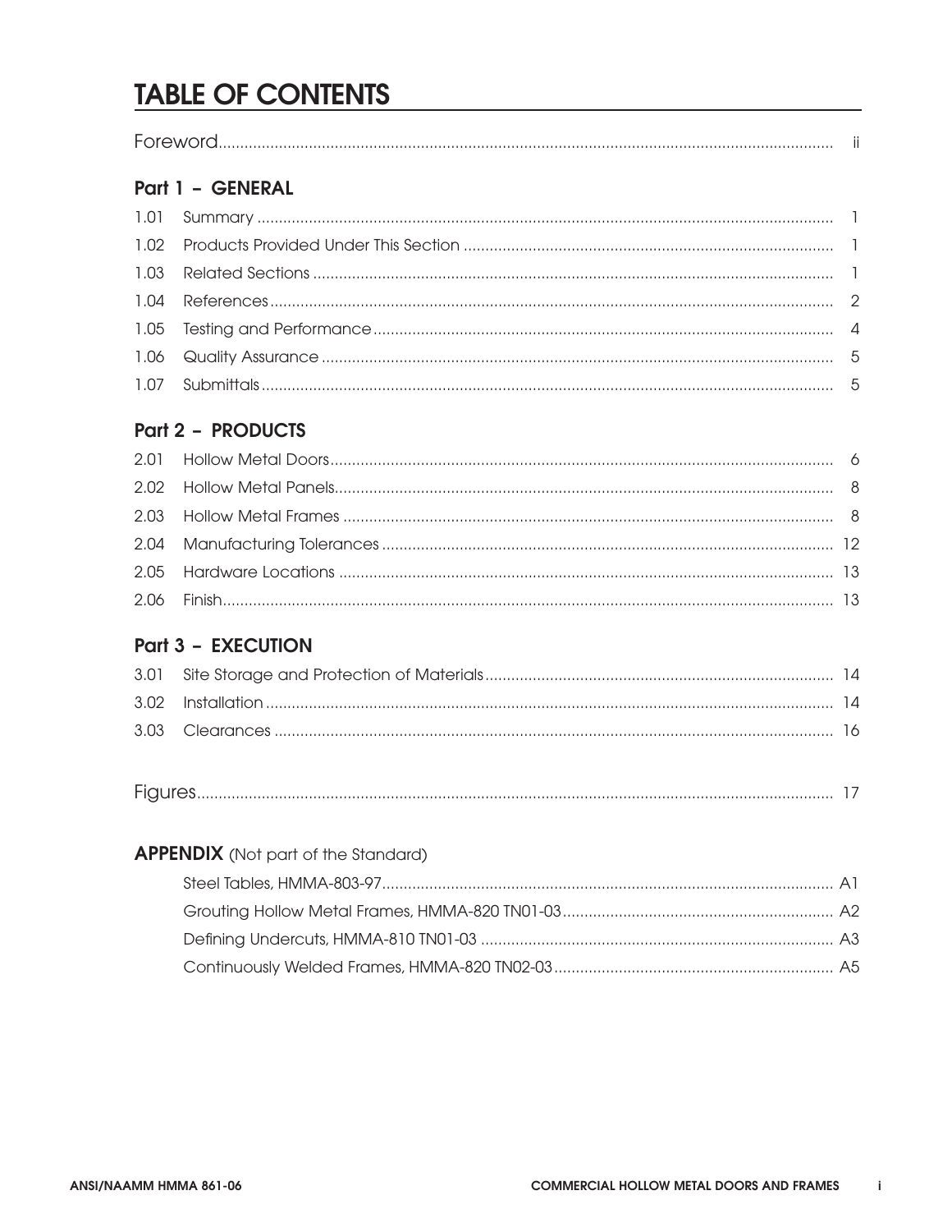# TABLE OF CONTENTS

Foreword ..... ii

## Part 1 – GENERAL

| | | |
|---|---|---|
| 1.01 | Summary | 1 |
| 1.02 | Products Provided Under This Section | 1 |
| 1.03 | Related Sections | 1 |
| 1.04 | References | 2 |
| 1.05 | Testing and Performance | 4 |
| 1.06 | Quality Assurance | 5 |
| 1.07 | Submittals | 5 |

## Part 2 – PRODUCTS

| | | |
|---|---|---|
| 2.01 | Hollow Metal Doors | 6 |
| 2.02 | Hollow Metal Panels | 8 |
| 2.03 | Hollow Metal Frames | 8 |
| 2.04 | Manufacturing Tolerances | 12 |
| 2.05 | Hardware Locations | 13 |
| 2.06 | Finish | 13 |

## Part 3 – EXECUTION

| | | |
|---|---|---|
| 3.01 | Site Storage and Protection of Materials | 14 |
| 3.02 | Installation | 14 |
| 3.03 | Clearances | 16 |

Figures ..... 17

## APPENDIX (Not part of the Standard)

| | |
|---|---|
| Steel Tables, HMMA-803-97 | A1 |
| Grouting Hollow Metal Frames, HMMA-820 TN01-03 | A2 |
| Defining Undercuts, HMMA-810 TN01-03 | A3 |
| Continuously Welded Frames, HMMA-820 TN02-03 | A5 |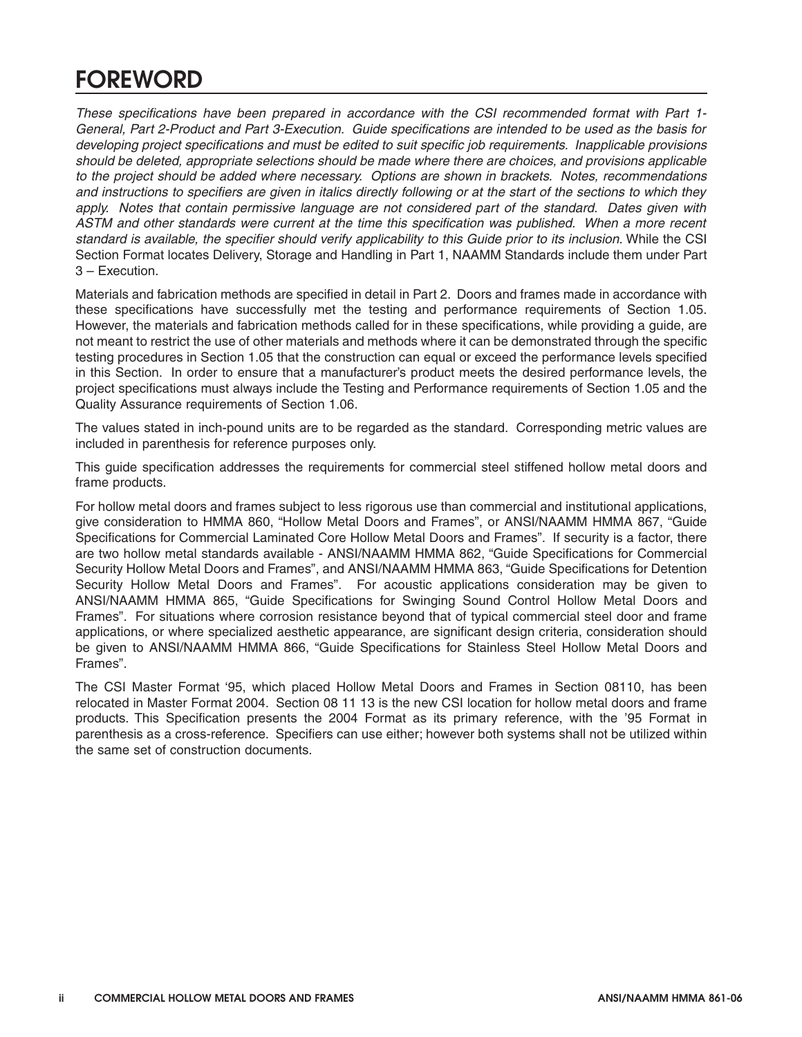# FOREWORD

*These specifications have been prepared in accordance with the CSI recommended format with Part 1-General, Part 2-Product and Part 3-Execution. Guide specifications are intended to be used as the basis for developing project specifications and must be edited to suit specific job requirements. Inapplicable provisions should be deleted, appropriate selections should be made where there are choices, and provisions applicable to the project should be added where necessary. Options are shown in brackets. Notes, recommendations and instructions to specifiers are given in italics directly following or at the start of the sections to which they apply. Notes that contain permissive language are not considered part of the standard. Dates given with ASTM and other standards were current at the time this specification was published. When a more recent standard is available, the specifier should verify applicability to this Guide prior to its inclusion.* While the CSI Section Format locates Delivery, Storage and Handling in Part 1, NAAMM Standards include them under Part 3 – Execution.

Materials and fabrication methods are specified in detail in Part 2. Doors and frames made in accordance with these specifications have successfully met the testing and performance requirements of Section 1.05. However, the materials and fabrication methods called for in these specifications, while providing a guide, are not meant to restrict the use of other materials and methods where it can be demonstrated through the specific testing procedures in Section 1.05 that the construction can equal or exceed the performance levels specified in this Section. In order to ensure that a manufacturer's product meets the desired performance levels, the project specifications must always include the Testing and Performance requirements of Section 1.05 and the Quality Assurance requirements of Section 1.06.

The values stated in inch-pound units are to be regarded as the standard. Corresponding metric values are included in parenthesis for reference purposes only.

This guide specification addresses the requirements for commercial steel stiffened hollow metal doors and frame products.

For hollow metal doors and frames subject to less rigorous use than commercial and institutional applications, give consideration to HMMA 860, "Hollow Metal Doors and Frames", or ANSI/NAAMM HMMA 867, "Guide Specifications for Commercial Laminated Core Hollow Metal Doors and Frames". If security is a factor, there are two hollow metal standards available - ANSI/NAAMM HMMA 862, "Guide Specifications for Commercial Security Hollow Metal Doors and Frames", and ANSI/NAAMM HMMA 863, "Guide Specifications for Detention Security Hollow Metal Doors and Frames". For acoustic applications consideration may be given to ANSI/NAAMM HMMA 865, "Guide Specifications for Swinging Sound Control Hollow Metal Doors and Frames". For situations where corrosion resistance beyond that of typical commercial steel door and frame applications, or where specialized aesthetic appearance, are significant design criteria, consideration should be given to ANSI/NAAMM HMMA 866, "Guide Specifications for Stainless Steel Hollow Metal Doors and Frames".

The CSI Master Format '95, which placed Hollow Metal Doors and Frames in Section 08110, has been relocated in Master Format 2004. Section 08 11 13 is the new CSI location for hollow metal doors and frame products. This Specification presents the 2004 Format as its primary reference, with the '95 Format in parenthesis as a cross-reference. Specifiers can use either; however both systems shall not be utilized within the same set of construction documents.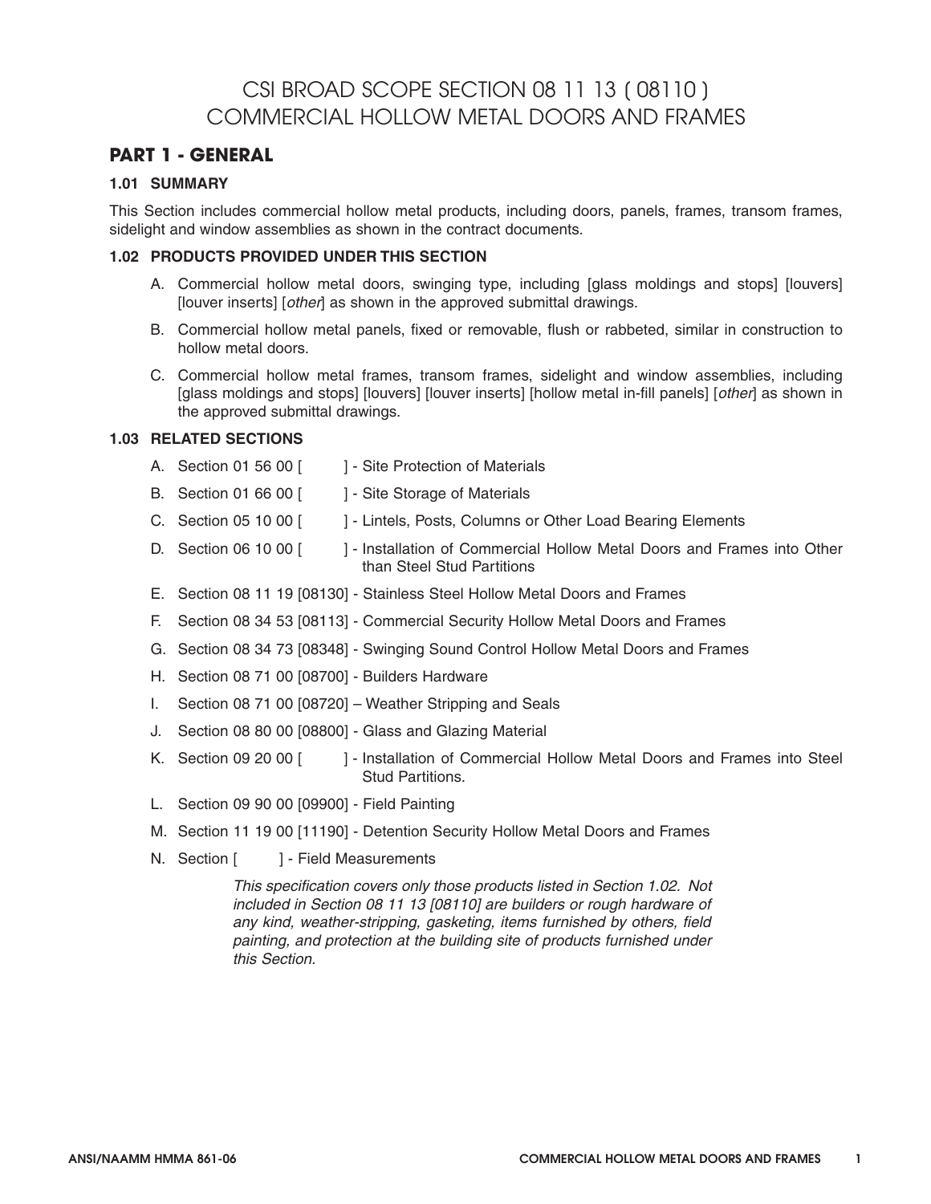# CSI BROAD SCOPE SECTION 08 11 13 ( 08110 ) COMMERCIAL HOLLOW METAL DOORS AND FRAMES

## PART 1 - GENERAL

### 1.01 SUMMARY

This Section includes commercial hollow metal products, including doors, panels, frames, transom frames, sidelight and window assemblies as shown in the contract documents.

### 1.02 PRODUCTS PROVIDED UNDER THIS SECTION

A. Commercial hollow metal doors, swinging type, including [glass moldings and stops] [louvers] [louver inserts] [*other*] as shown in the approved submittal drawings.

B. Commercial hollow metal panels, fixed or removable, flush or rabbeted, similar in construction to hollow metal doors.

C. Commercial hollow metal frames, transom frames, sidelight and window assemblies, including [glass moldings and stops] [louvers] [louver inserts] [hollow metal in-fill panels] [*other*] as shown in the approved submittal drawings.

### 1.03 RELATED SECTIONS

A. Section 01 56 00 [ ] - Site Protection of Materials

B. Section 01 66 00 [ ] - Site Storage of Materials

C. Section 05 10 00 [ ] - Lintels, Posts, Columns or Other Load Bearing Elements

D. Section 06 10 00 [ ] - Installation of Commercial Hollow Metal Doors and Frames into Other than Steel Stud Partitions

E. Section 08 11 19 [08130] - Stainless Steel Hollow Metal Doors and Frames

F. Section 08 34 53 [08113] - Commercial Security Hollow Metal Doors and Frames

G. Section 08 34 73 [08348] - Swinging Sound Control Hollow Metal Doors and Frames

H. Section 08 71 00 [08700] - Builders Hardware

I. Section 08 71 00 [08720] – Weather Stripping and Seals

J. Section 08 80 00 [08800] - Glass and Glazing Material

K. Section 09 20 00 [ ] - Installation of Commercial Hollow Metal Doors and Frames into Steel Stud Partitions.

L. Section 09 90 00 [09900] - Field Painting

M. Section 11 19 00 [11190] - Detention Security Hollow Metal Doors and Frames

N. Section [ ] - Field Measurements

*This specification covers only those products listed in Section 1.02. Not included in Section 08 11 13 [08110] are builders or rough hardware of any kind, weather-stripping, gasketing, items furnished by others, field painting, and protection at the building site of products furnished under this Section.*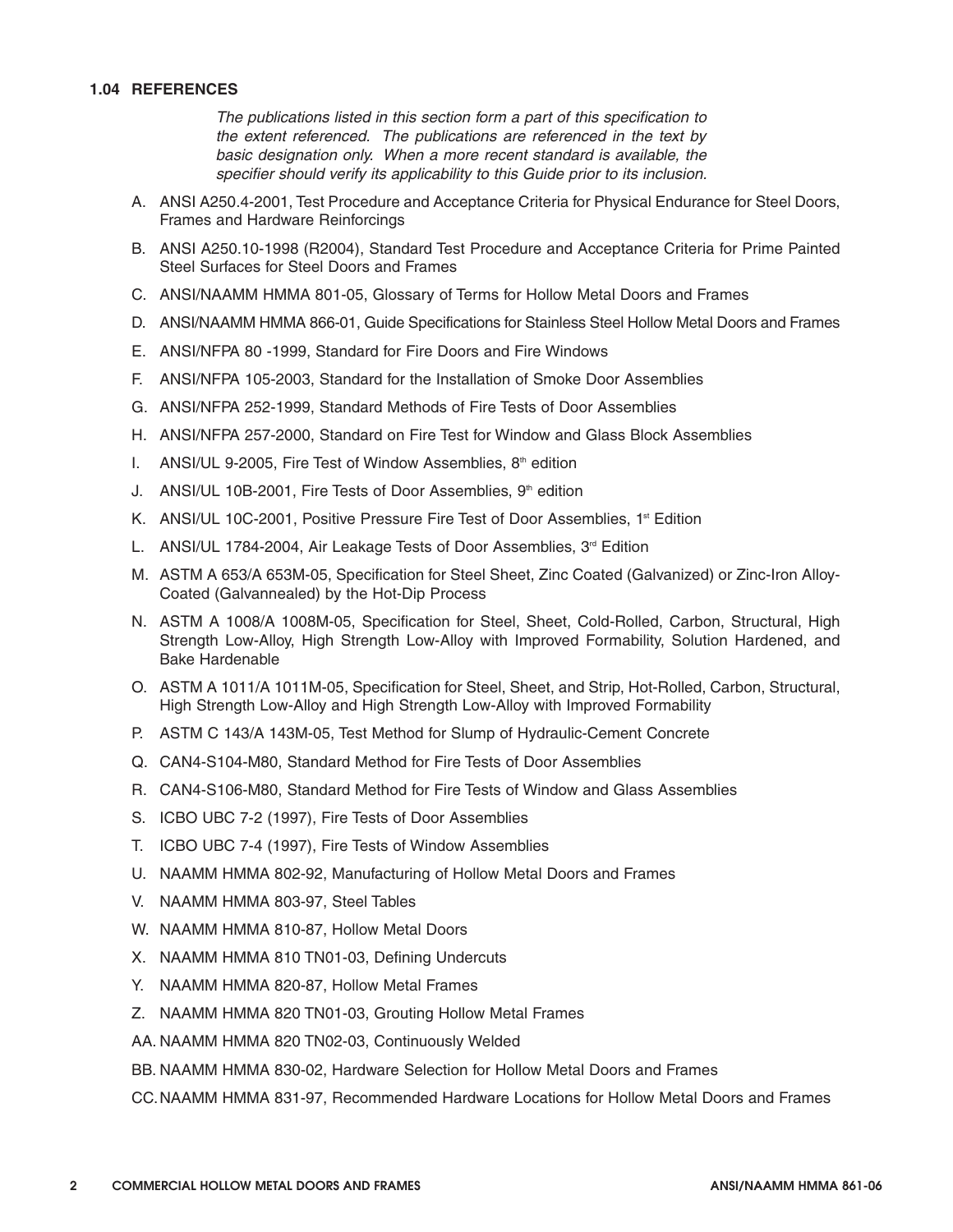### 1.04 REFERENCES

*The publications listed in this section form a part of this specification to the extent referenced. The publications are referenced in the text by basic designation only. When a more recent standard is available, the specifier should verify its applicability to this Guide prior to its inclusion.*

A. ANSI A250.4-2001, Test Procedure and Acceptance Criteria for Physical Endurance for Steel Doors, Frames and Hardware Reinforcings

B. ANSI A250.10-1998 (R2004), Standard Test Procedure and Acceptance Criteria for Prime Painted Steel Surfaces for Steel Doors and Frames

C. ANSI/NAAMM HMMA 801-05, Glossary of Terms for Hollow Metal Doors and Frames

D. ANSI/NAAMM HMMA 866-01, Guide Specifications for Stainless Steel Hollow Metal Doors and Frames

E. ANSI/NFPA 80 -1999, Standard for Fire Doors and Fire Windows

F. ANSI/NFPA 105-2003, Standard for the Installation of Smoke Door Assemblies

G. ANSI/NFPA 252-1999, Standard Methods of Fire Tests of Door Assemblies

H. ANSI/NFPA 257-2000, Standard on Fire Test for Window and Glass Block Assemblies

I. ANSI/UL 9-2005, Fire Test of Window Assemblies, 8th edition

J. ANSI/UL 10B-2001, Fire Tests of Door Assemblies, 9th edition

K. ANSI/UL 10C-2001, Positive Pressure Fire Test of Door Assemblies, 1st Edition

L. ANSI/UL 1784-2004, Air Leakage Tests of Door Assemblies, 3rd Edition

M. ASTM A 653/A 653M-05, Specification for Steel Sheet, Zinc Coated (Galvanized) or Zinc-Iron Alloy-Coated (Galvannealed) by the Hot-Dip Process

N. ASTM A 1008/A 1008M-05, Specification for Steel, Sheet, Cold-Rolled, Carbon, Structural, High Strength Low-Alloy, High Strength Low-Alloy with Improved Formability, Solution Hardened, and Bake Hardenable

O. ASTM A 1011/A 1011M-05, Specification for Steel, Sheet, and Strip, Hot-Rolled, Carbon, Structural, High Strength Low-Alloy and High Strength Low-Alloy with Improved Formability

P. ASTM C 143/A 143M-05, Test Method for Slump of Hydraulic-Cement Concrete

Q. CAN4-S104-M80, Standard Method for Fire Tests of Door Assemblies

R. CAN4-S106-M80, Standard Method for Fire Tests of Window and Glass Assemblies

S. ICBO UBC 7-2 (1997), Fire Tests of Door Assemblies

T. ICBO UBC 7-4 (1997), Fire Tests of Window Assemblies

U. NAAMM HMMA 802-92, Manufacturing of Hollow Metal Doors and Frames

V. NAAMM HMMA 803-97, Steel Tables

W. NAAMM HMMA 810-87, Hollow Metal Doors

X. NAAMM HMMA 810 TN01-03, Defining Undercuts

Y. NAAMM HMMA 820-87, Hollow Metal Frames

Z. NAAMM HMMA 820 TN01-03, Grouting Hollow Metal Frames

AA. NAAMM HMMA 820 TN02-03, Continuously Welded

BB. NAAMM HMMA 830-02, Hardware Selection for Hollow Metal Doors and Frames

CC. NAAMM HMMA 831-97, Recommended Hardware Locations for Hollow Metal Doors and Frames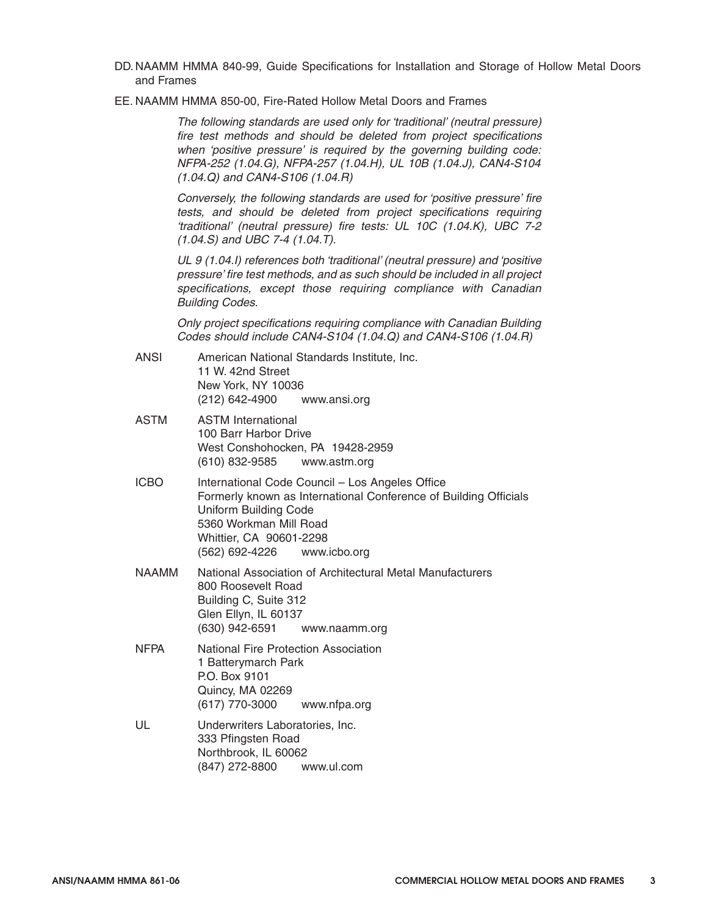DD. NAAMM HMMA 840-99, Guide Specifications for Installation and Storage of Hollow Metal Doors and Frames

EE. NAAMM HMMA 850-00, Fire-Rated Hollow Metal Doors and Frames

*The following standards are used only for 'traditional' (neutral pressure) fire test methods and should be deleted from project specifications when 'positive pressure' is required by the governing building code: NFPA-252 (1.04.G), NFPA-257 (1.04.H), UL 10B (1.04.J), CAN4-S104 (1.04.Q) and CAN4-S106 (1.04.R)*

*Conversely, the following standards are used for 'positive pressure' fire tests, and should be deleted from project specifications requiring 'traditional' (neutral pressure) fire tests: UL 10C (1.04.K), UBC 7-2 (1.04.S) and UBC 7-4 (1.04.T).*

*UL 9 (1.04.I) references both 'traditional' (neutral pressure) and 'positive pressure' fire test methods, and as such should be included in all project specifications, except those requiring compliance with Canadian Building Codes.*

*Only project specifications requiring compliance with Canadian Building Codes should include CAN4-S104 (1.04.Q) and CAN4-S106 (1.04.R)*

ANSI
American National Standards Institute, Inc.
11 W. 42nd Street
New York, NY 10036
(212) 642-4900 www.ansi.org

ASTM
ASTM International
100 Barr Harbor Drive
West Conshohocken, PA 19428-2959
(610) 832-9585 www.astm.org

ICBO
International Code Council – Los Angeles Office
Formerly known as International Conference of Building Officials
Uniform Building Code
5360 Workman Mill Road
Whittier, CA 90601-2298
(562) 692-4226 www.icbo.org

NAAMM
National Association of Architectural Metal Manufacturers
800 Roosevelt Road
Building C, Suite 312
Glen Ellyn, IL 60137
(630) 942-6591 www.naamm.org

NFPA
National Fire Protection Association
1 Batterymarch Park
P.O. Box 9101
Quincy, MA 02269
(617) 770-3000 www.nfpa.org

UL
Underwriters Laboratories, Inc.
333 Pfingsten Road
Northbrook, IL 60062
(847) 272-8800 www.ul.com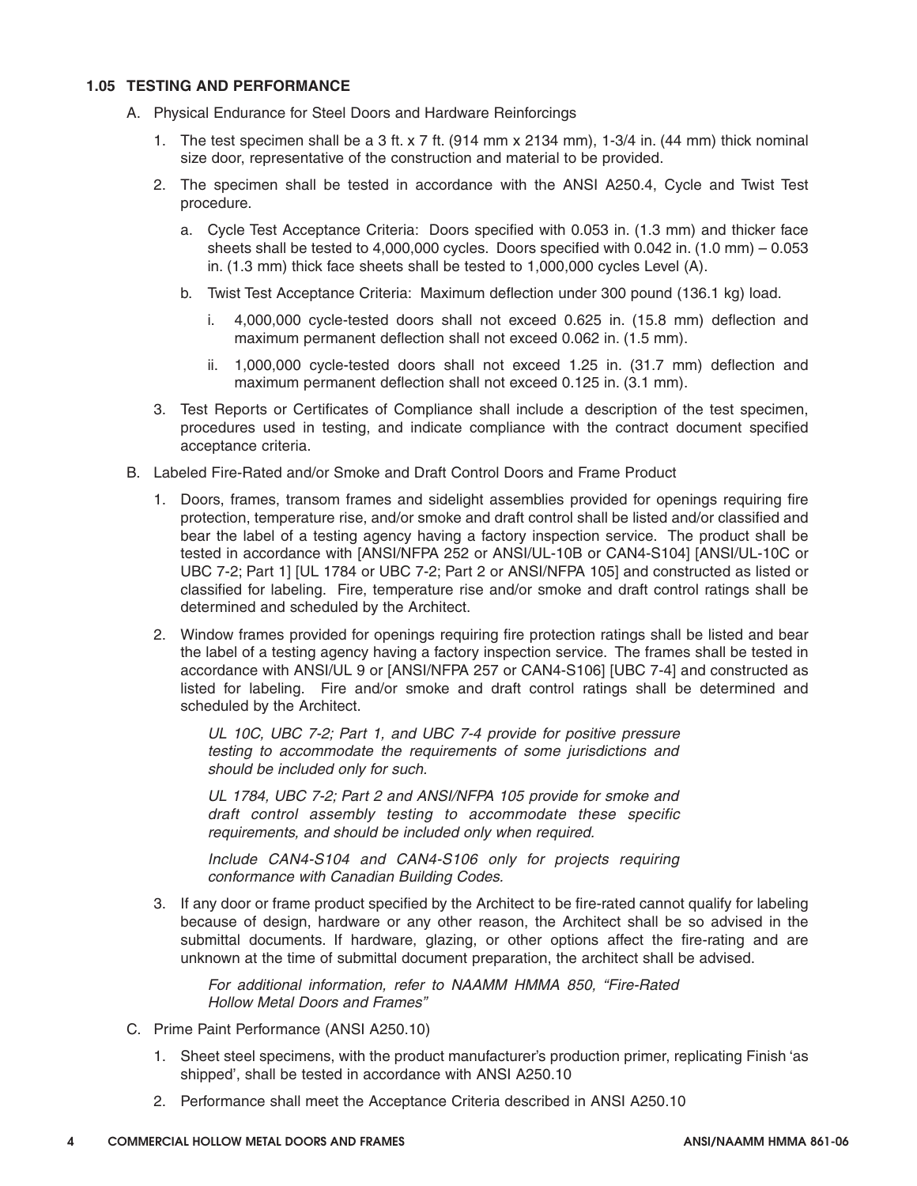### 1.05 TESTING AND PERFORMANCE

A. Physical Endurance for Steel Doors and Hardware Reinforcings

1. The test specimen shall be a 3 ft. x 7 ft. (914 mm x 2134 mm), 1-3/4 in. (44 mm) thick nominal size door, representative of the construction and material to be provided.

2. The specimen shall be tested in accordance with the ANSI A250.4, Cycle and Twist Test procedure.

   a. Cycle Test Acceptance Criteria: Doors specified with 0.053 in. (1.3 mm) and thicker face sheets shall be tested to 4,000,000 cycles. Doors specified with 0.042 in. (1.0 mm) – 0.053 in. (1.3 mm) thick face sheets shall be tested to 1,000,000 cycles Level (A).

   b. Twist Test Acceptance Criteria: Maximum deflection under 300 pound (136.1 kg) load.

      i. 4,000,000 cycle-tested doors shall not exceed 0.625 in. (15.8 mm) deflection and maximum permanent deflection shall not exceed 0.062 in. (1.5 mm).

      ii. 1,000,000 cycle-tested doors shall not exceed 1.25 in. (31.7 mm) deflection and maximum permanent deflection shall not exceed 0.125 in. (3.1 mm).

3. Test Reports or Certificates of Compliance shall include a description of the test specimen, procedures used in testing, and indicate compliance with the contract document specified acceptance criteria.

B. Labeled Fire-Rated and/or Smoke and Draft Control Doors and Frame Product

1. Doors, frames, transom frames and sidelight assemblies provided for openings requiring fire protection, temperature rise, and/or smoke and draft control shall be listed and/or classified and bear the label of a testing agency having a factory inspection service. The product shall be tested in accordance with [ANSI/NFPA 252 or ANSI/UL-10B or CAN4-S104] [ANSI/UL-10C or UBC 7-2; Part 1] [UL 1784 or UBC 7-2; Part 2 or ANSI/NFPA 105] and constructed as listed or classified for labeling. Fire, temperature rise and/or smoke and draft control ratings shall be determined and scheduled by the Architect.

2. Window frames provided for openings requiring fire protection ratings shall be listed and bear the label of a testing agency having a factory inspection service. The frames shall be tested in accordance with ANSI/UL 9 or [ANSI/NFPA 257 or CAN4-S106] [UBC 7-4] and constructed as listed for labeling. Fire and/or smoke and draft control ratings shall be determined and scheduled by the Architect.

   *UL 10C, UBC 7-2; Part 1, and UBC 7-4 provide for positive pressure testing to accommodate the requirements of some jurisdictions and should be included only for such.*

   *UL 1784, UBC 7-2; Part 2 and ANSI/NFPA 105 provide for smoke and draft control assembly testing to accommodate these specific requirements, and should be included only when required.*

   *Include CAN4-S104 and CAN4-S106 only for projects requiring conformance with Canadian Building Codes.*

3. If any door or frame product specified by the Architect to be fire-rated cannot qualify for labeling because of design, hardware or any other reason, the Architect shall be so advised in the submittal documents. If hardware, glazing, or other options affect the fire-rating and are unknown at the time of submittal document preparation, the architect shall be advised.

   *For additional information, refer to NAAMM HMMA 850, "Fire-Rated Hollow Metal Doors and Frames"*

C. Prime Paint Performance (ANSI A250.10)

1. Sheet steel specimens, with the product manufacturer's production primer, replicating Finish 'as shipped', shall be tested in accordance with ANSI A250.10

2. Performance shall meet the Acceptance Criteria described in ANSI A250.10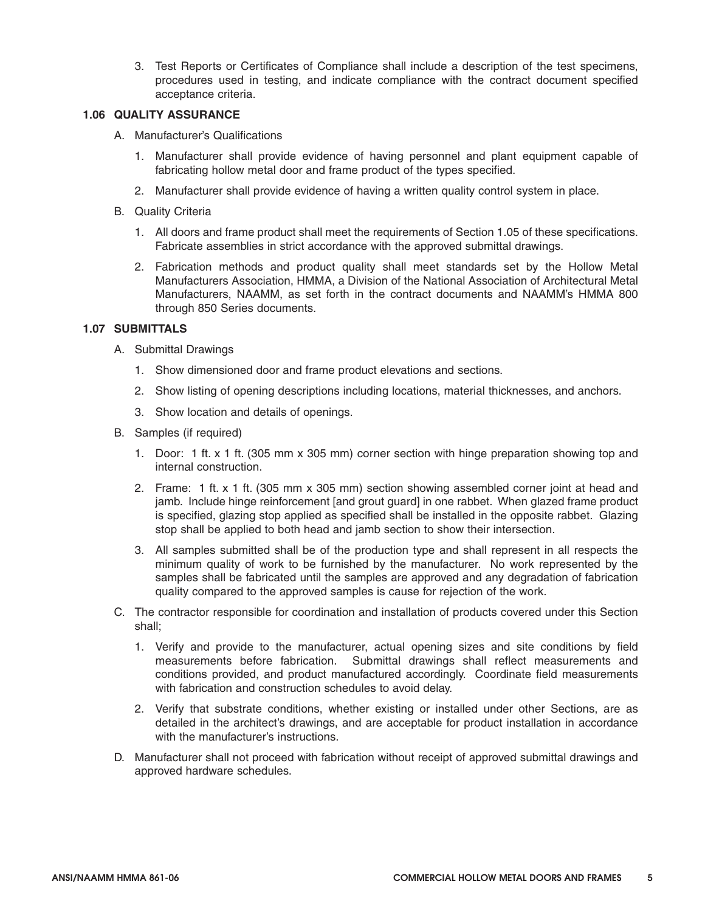3. Test Reports or Certificates of Compliance shall include a description of the test specimens, procedures used in testing, and indicate compliance with the contract document specified acceptance criteria.

### 1.06 QUALITY ASSURANCE

A. Manufacturer's Qualifications

1. Manufacturer shall provide evidence of having personnel and plant equipment capable of fabricating hollow metal door and frame product of the types specified.
2. Manufacturer shall provide evidence of having a written quality control system in place.

B. Quality Criteria

1. All doors and frame product shall meet the requirements of Section 1.05 of these specifications. Fabricate assemblies in strict accordance with the approved submittal drawings.
2. Fabrication methods and product quality shall meet standards set by the Hollow Metal Manufacturers Association, HMMA, a Division of the National Association of Architectural Metal Manufacturers, NAAMM, as set forth in the contract documents and NAAMM's HMMA 800 through 850 Series documents.

### 1.07 SUBMITTALS

A. Submittal Drawings

1. Show dimensioned door and frame product elevations and sections.
2. Show listing of opening descriptions including locations, material thicknesses, and anchors.
3. Show location and details of openings.

B. Samples (if required)

1. Door: 1 ft. x 1 ft. (305 mm x 305 mm) corner section with hinge preparation showing top and internal construction.
2. Frame: 1 ft. x 1 ft. (305 mm x 305 mm) section showing assembled corner joint at head and jamb. Include hinge reinforcement [and grout guard] in one rabbet. When glazed frame product is specified, glazing stop applied as specified shall be installed in the opposite rabbet. Glazing stop shall be applied to both head and jamb section to show their intersection.
3. All samples submitted shall be of the production type and shall represent in all respects the minimum quality of work to be furnished by the manufacturer. No work represented by the samples shall be fabricated until the samples are approved and any degradation of fabrication quality compared to the approved samples is cause for rejection of the work.

C. The contractor responsible for coordination and installation of products covered under this Section shall;

1. Verify and provide to the manufacturer, actual opening sizes and site conditions by field measurements before fabrication. Submittal drawings shall reflect measurements and conditions provided, and product manufactured accordingly. Coordinate field measurements with fabrication and construction schedules to avoid delay.
2. Verify that substrate conditions, whether existing or installed under other Sections, are as detailed in the architect's drawings, and are acceptable for product installation in accordance with the manufacturer's instructions.

D. Manufacturer shall not proceed with fabrication without receipt of approved submittal drawings and approved hardware schedules.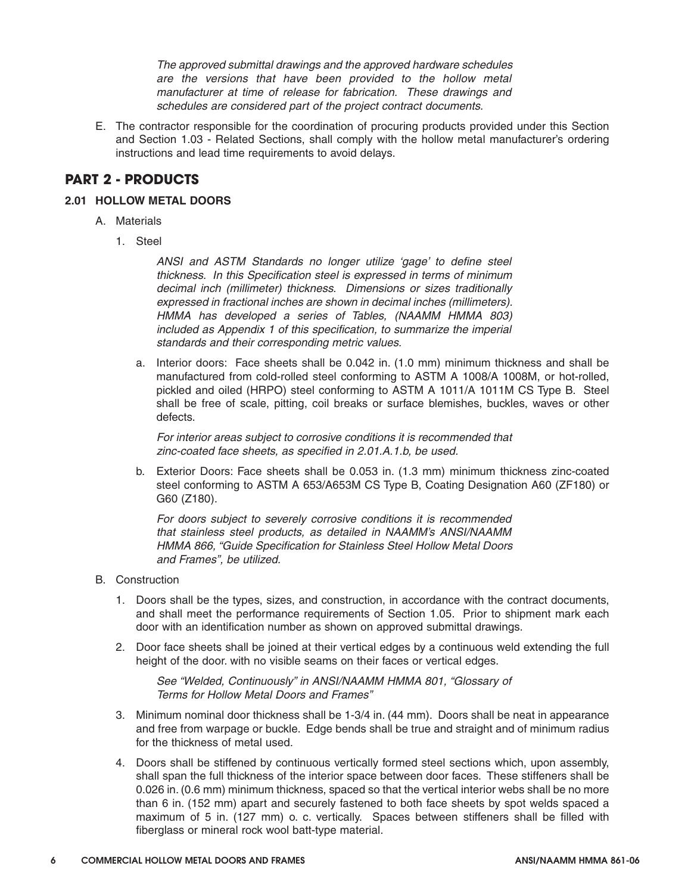*The approved submittal drawings and the approved hardware schedules are the versions that have been provided to the hollow metal manufacturer at time of release for fabrication. These drawings and schedules are considered part of the project contract documents.*

E. The contractor responsible for the coordination of procuring products provided under this Section and Section 1.03 - Related Sections, shall comply with the hollow metal manufacturer's ordering instructions and lead time requirements to avoid delays.

## PART 2 - PRODUCTS

### 2.01 HOLLOW METAL DOORS

A. Materials

1. Steel

*ANSI and ASTM Standards no longer utilize 'gage' to define steel thickness. In this Specification steel is expressed in terms of minimum decimal inch (millimeter) thickness. Dimensions or sizes traditionally expressed in fractional inches are shown in decimal inches (millimeters). HMMA has developed a series of Tables, (NAAMM HMMA 803) included as Appendix 1 of this specification, to summarize the imperial standards and their corresponding metric values.*

a. Interior doors: Face sheets shall be 0.042 in. (1.0 mm) minimum thickness and shall be manufactured from cold-rolled steel conforming to ASTM A 1008/A 1008M, or hot-rolled, pickled and oiled (HRPO) steel conforming to ASTM A 1011/A 1011M CS Type B. Steel shall be free of scale, pitting, coil breaks or surface blemishes, buckles, waves or other defects.

*For interior areas subject to corrosive conditions it is recommended that zinc-coated face sheets, as specified in 2.01.A.1.b, be used.*

b. Exterior Doors: Face sheets shall be 0.053 in. (1.3 mm) minimum thickness zinc-coated steel conforming to ASTM A 653/A653M CS Type B, Coating Designation A60 (ZF180) or G60 (Z180).

*For doors subject to severely corrosive conditions it is recommended that stainless steel products, as detailed in NAAMM's ANSI/NAAMM HMMA 866, "Guide Specification for Stainless Steel Hollow Metal Doors and Frames", be utilized.*

B. Construction

1. Doors shall be the types, sizes, and construction, in accordance with the contract documents, and shall meet the performance requirements of Section 1.05. Prior to shipment mark each door with an identification number as shown on approved submittal drawings.

2. Door face sheets shall be joined at their vertical edges by a continuous weld extending the full height of the door. with no visible seams on their faces or vertical edges.

*See "Welded, Continuously" in ANSI/NAAMM HMMA 801, "Glossary of Terms for Hollow Metal Doors and Frames"*

3. Minimum nominal door thickness shall be 1-3/4 in. (44 mm). Doors shall be neat in appearance and free from warpage or buckle. Edge bends shall be true and straight and of minimum radius for the thickness of metal used.

4. Doors shall be stiffened by continuous vertically formed steel sections which, upon assembly, shall span the full thickness of the interior space between door faces. These stiffeners shall be 0.026 in. (0.6 mm) minimum thickness, spaced so that the vertical interior webs shall be no more than 6 in. (152 mm) apart and securely fastened to both face sheets by spot welds spaced a maximum of 5 in. (127 mm) o. c. vertically. Spaces between stiffeners shall be filled with fiberglass or mineral rock wool batt-type material.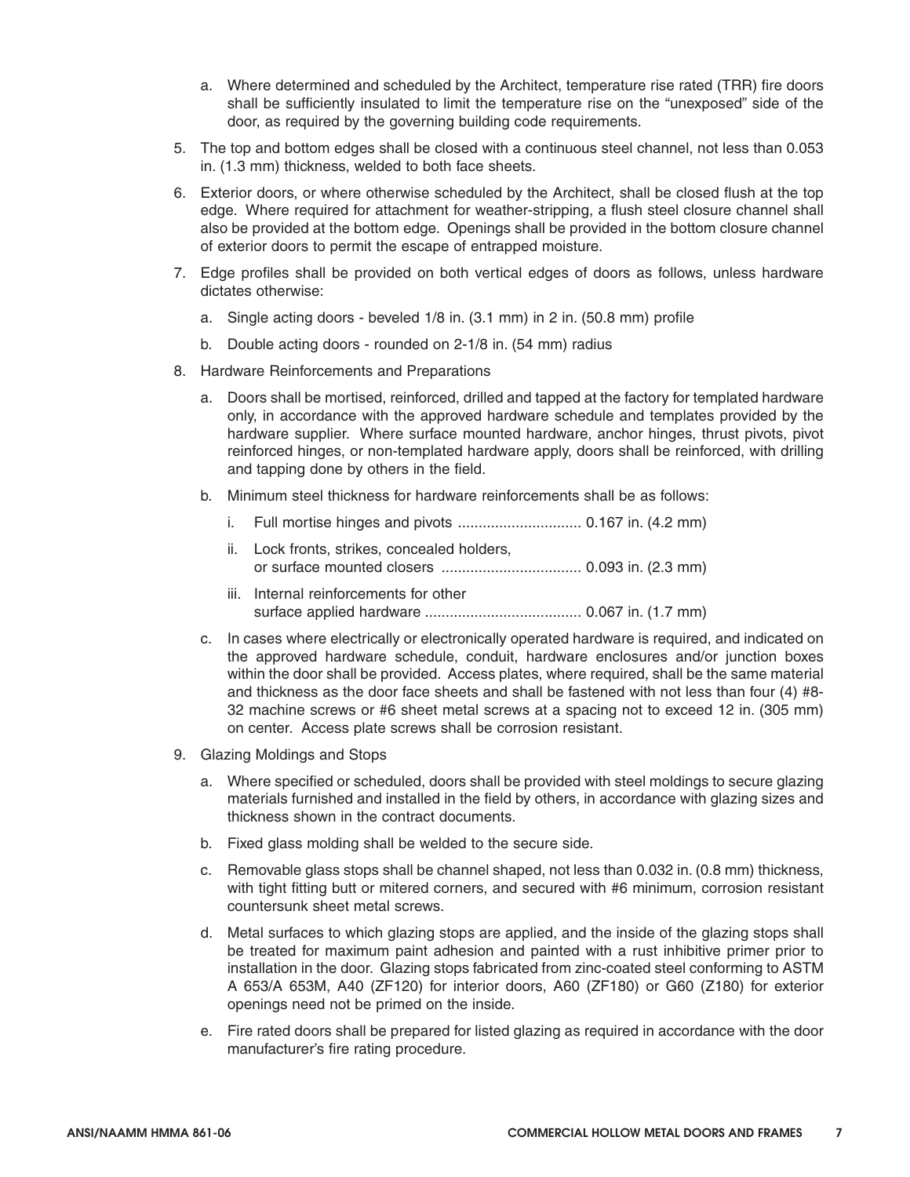a. Where determined and scheduled by the Architect, temperature rise rated (TRR) fire doors shall be sufficiently insulated to limit the temperature rise on the "unexposed" side of the door, as required by the governing building code requirements.

5. The top and bottom edges shall be closed with a continuous steel channel, not less than 0.053 in. (1.3 mm) thickness, welded to both face sheets.

6. Exterior doors, or where otherwise scheduled by the Architect, shall be closed flush at the top edge. Where required for attachment for weather-stripping, a flush steel closure channel shall also be provided at the bottom edge. Openings shall be provided in the bottom closure channel of exterior doors to permit the escape of entrapped moisture.

7. Edge profiles shall be provided on both vertical edges of doors as follows, unless hardware dictates otherwise:

   a. Single acting doors - beveled 1/8 in. (3.1 mm) in 2 in. (50.8 mm) profile

   b. Double acting doors - rounded on 2-1/8 in. (54 mm) radius

8. Hardware Reinforcements and Preparations

   a. Doors shall be mortised, reinforced, drilled and tapped at the factory for templated hardware only, in accordance with the approved hardware schedule and templates provided by the hardware supplier. Where surface mounted hardware, anchor hinges, thrust pivots, pivot reinforced hinges, or non-templated hardware apply, doors shall be reinforced, with drilling and tapping done by others in the field.

   b. Minimum steel thickness for hardware reinforcements shall be as follows:

      i. Full mortise hinges and pivots .............................. 0.167 in. (4.2 mm)

      ii. Lock fronts, strikes, concealed holders, or surface mounted closers .................................. 0.093 in. (2.3 mm)

      iii. Internal reinforcements for other surface applied hardware ...................................... 0.067 in. (1.7 mm)

   c. In cases where electrically or electronically operated hardware is required, and indicated on the approved hardware schedule, conduit, hardware enclosures and/or junction boxes within the door shall be provided. Access plates, where required, shall be the same material and thickness as the door face sheets and shall be fastened with not less than four (4) #8-32 machine screws or #6 sheet metal screws at a spacing not to exceed 12 in. (305 mm) on center. Access plate screws shall be corrosion resistant.

9. Glazing Moldings and Stops

   a. Where specified or scheduled, doors shall be provided with steel moldings to secure glazing materials furnished and installed in the field by others, in accordance with glazing sizes and thickness shown in the contract documents.

   b. Fixed glass molding shall be welded to the secure side.

   c. Removable glass stops shall be channel shaped, not less than 0.032 in. (0.8 mm) thickness, with tight fitting butt or mitered corners, and secured with #6 minimum, corrosion resistant countersunk sheet metal screws.

   d. Metal surfaces to which glazing stops are applied, and the inside of the glazing stops shall be treated for maximum paint adhesion and painted with a rust inhibitive primer prior to installation in the door. Glazing stops fabricated from zinc-coated steel conforming to ASTM A 653/A 653M, A40 (ZF120) for interior doors, A60 (ZF180) or G60 (Z180) for exterior openings need not be primed on the inside.

   e. Fire rated doors shall be prepared for listed glazing as required in accordance with the door manufacturer's fire rating procedure.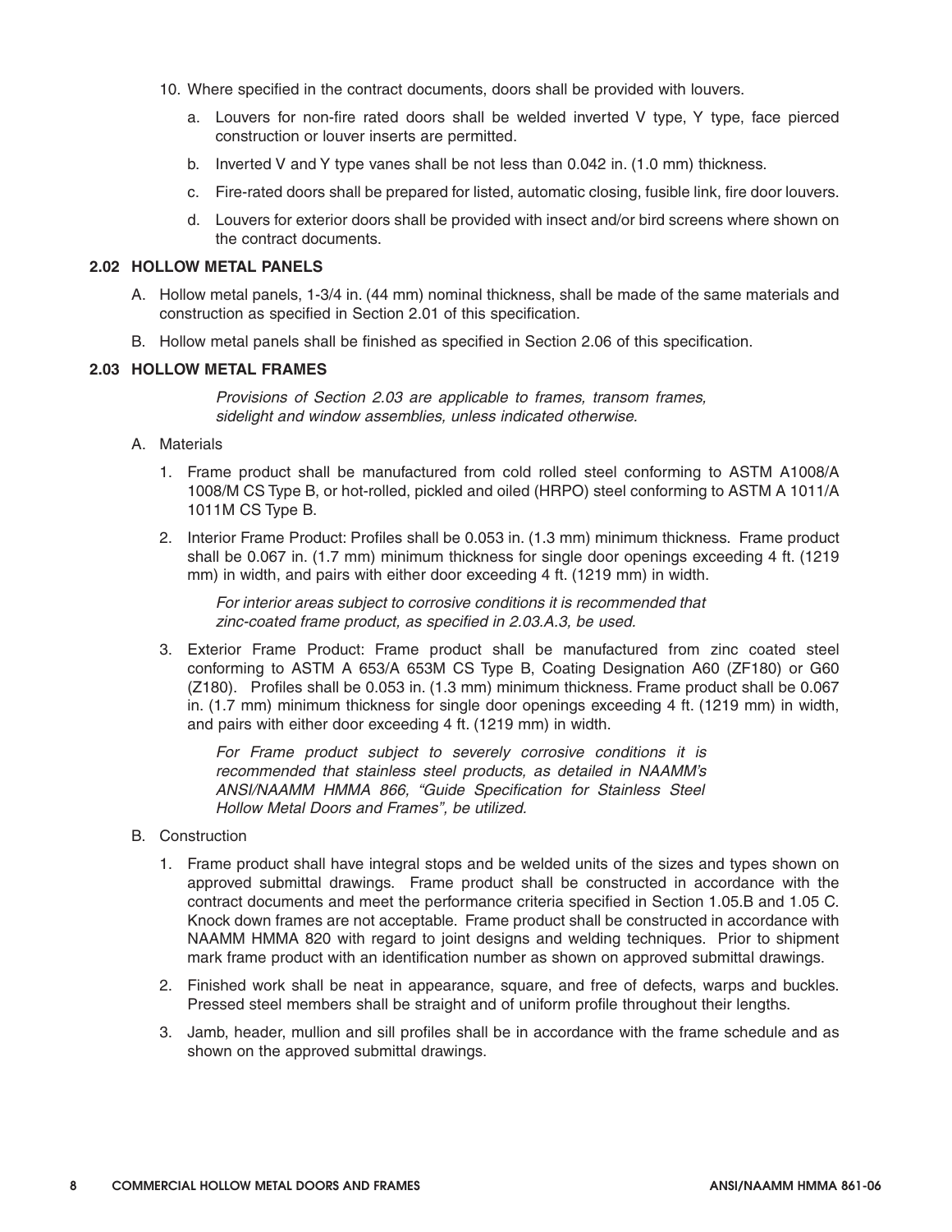10. Where specified in the contract documents, doors shall be provided with louvers.

    a. Louvers for non-fire rated doors shall be welded inverted V type, Y type, face pierced construction or louver inserts are permitted.

    b. Inverted V and Y type vanes shall be not less than 0.042 in. (1.0 mm) thickness.

    c. Fire-rated doors shall be prepared for listed, automatic closing, fusible link, fire door louvers.

    d. Louvers for exterior doors shall be provided with insect and/or bird screens where shown on the contract documents.

### 2.02 HOLLOW METAL PANELS

A. Hollow metal panels, 1-3/4 in. (44 mm) nominal thickness, shall be made of the same materials and construction as specified in Section 2.01 of this specification.

B. Hollow metal panels shall be finished as specified in Section 2.06 of this specification.

### 2.03 HOLLOW METAL FRAMES

*Provisions of Section 2.03 are applicable to frames, transom frames, sidelight and window assemblies, unless indicated otherwise.*

A. Materials

1. Frame product shall be manufactured from cold rolled steel conforming to ASTM A1008/A 1008/M CS Type B, or hot-rolled, pickled and oiled (HRPO) steel conforming to ASTM A 1011/A 1011M CS Type B.

2. Interior Frame Product: Profiles shall be 0.053 in. (1.3 mm) minimum thickness. Frame product shall be 0.067 in. (1.7 mm) minimum thickness for single door openings exceeding 4 ft. (1219 mm) in width, and pairs with either door exceeding 4 ft. (1219 mm) in width.

   *For interior areas subject to corrosive conditions it is recommended that zinc-coated frame product, as specified in 2.03.A.3, be used.*

3. Exterior Frame Product: Frame product shall be manufactured from zinc coated steel conforming to ASTM A 653/A 653M CS Type B, Coating Designation A60 (ZF180) or G60 (Z180). Profiles shall be 0.053 in. (1.3 mm) minimum thickness. Frame product shall be 0.067 in. (1.7 mm) minimum thickness for single door openings exceeding 4 ft. (1219 mm) in width, and pairs with either door exceeding 4 ft. (1219 mm) in width.

   *For Frame product subject to severely corrosive conditions it is recommended that stainless steel products, as detailed in NAAMM's ANSI/NAAMM HMMA 866, "Guide Specification for Stainless Steel Hollow Metal Doors and Frames", be utilized.*

B. Construction

1. Frame product shall have integral stops and be welded units of the sizes and types shown on approved submittal drawings. Frame product shall be constructed in accordance with the contract documents and meet the performance criteria specified in Section 1.05.B and 1.05 C. Knock down frames are not acceptable. Frame product shall be constructed in accordance with NAAMM HMMA 820 with regard to joint designs and welding techniques. Prior to shipment mark frame product with an identification number as shown on approved submittal drawings.

2. Finished work shall be neat in appearance, square, and free of defects, warps and buckles. Pressed steel members shall be straight and of uniform profile throughout their lengths.

3. Jamb, header, mullion and sill profiles shall be in accordance with the frame schedule and as shown on the approved submittal drawings.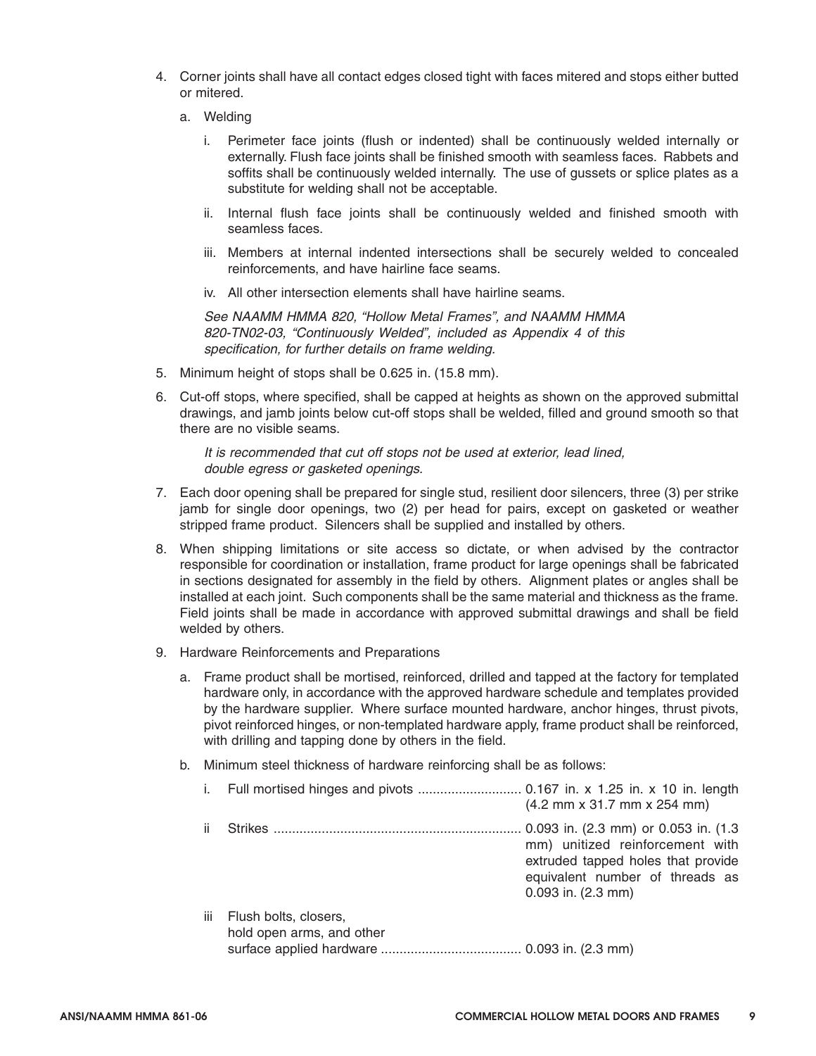4. Corner joints shall have all contact edges closed tight with faces mitered and stops either butted or mitered.

   a. Welding

      i. Perimeter face joints (flush or indented) shall be continuously welded internally or externally. Flush face joints shall be finished smooth with seamless faces. Rabbets and soffits shall be continuously welded internally. The use of gussets or splice plates as a substitute for welding shall not be acceptable.

      ii. Internal flush face joints shall be continuously welded and finished smooth with seamless faces.

      iii. Members at internal indented intersections shall be securely welded to concealed reinforcements, and have hairline face seams.

      iv. All other intersection elements shall have hairline seams.

      *See NAAMM HMMA 820, "Hollow Metal Frames", and NAAMM HMMA 820-TN02-03, "Continuously Welded", included as Appendix 4 of this specification, for further details on frame welding.*

5. Minimum height of stops shall be 0.625 in. (15.8 mm).

6. Cut-off stops, where specified, shall be capped at heights as shown on the approved submittal drawings, and jamb joints below cut-off stops shall be welded, filled and ground smooth so that there are no visible seams.

   *It is recommended that cut off stops not be used at exterior, lead lined, double egress or gasketed openings.*

7. Each door opening shall be prepared for single stud, resilient door silencers, three (3) per strike jamb for single door openings, two (2) per head for pairs, except on gasketed or weather stripped frame product. Silencers shall be supplied and installed by others.

8. When shipping limitations or site access so dictate, or when advised by the contractor responsible for coordination or installation, frame product for large openings shall be fabricated in sections designated for assembly in the field by others. Alignment plates or angles shall be installed at each joint. Such components shall be the same material and thickness as the frame. Field joints shall be made in accordance with approved submittal drawings and shall be field welded by others.

9. Hardware Reinforcements and Preparations

   a. Frame product shall be mortised, reinforced, drilled and tapped at the factory for templated hardware only, in accordance with the approved hardware schedule and templates provided by the hardware supplier. Where surface mounted hardware, anchor hinges, thrust pivots, pivot reinforced hinges, or non-templated hardware apply, frame product shall be reinforced, with drilling and tapping done by others in the field.

   b. Minimum steel thickness of hardware reinforcing shall be as follows:

      i. Full mortised hinges and pivots ............................ 0.167 in. x 1.25 in. x 10 in. length (4.2 mm x 31.7 mm x 254 mm)

      ii Strikes ................................................................... 0.093 in. (2.3 mm) or 0.053 in. (1.3 mm) unitized reinforcement with extruded tapped holes that provide equivalent number of threads as 0.093 in. (2.3 mm)

      iii Flush bolts, closers, hold open arms, and other surface applied hardware ...................................... 0.093 in. (2.3 mm)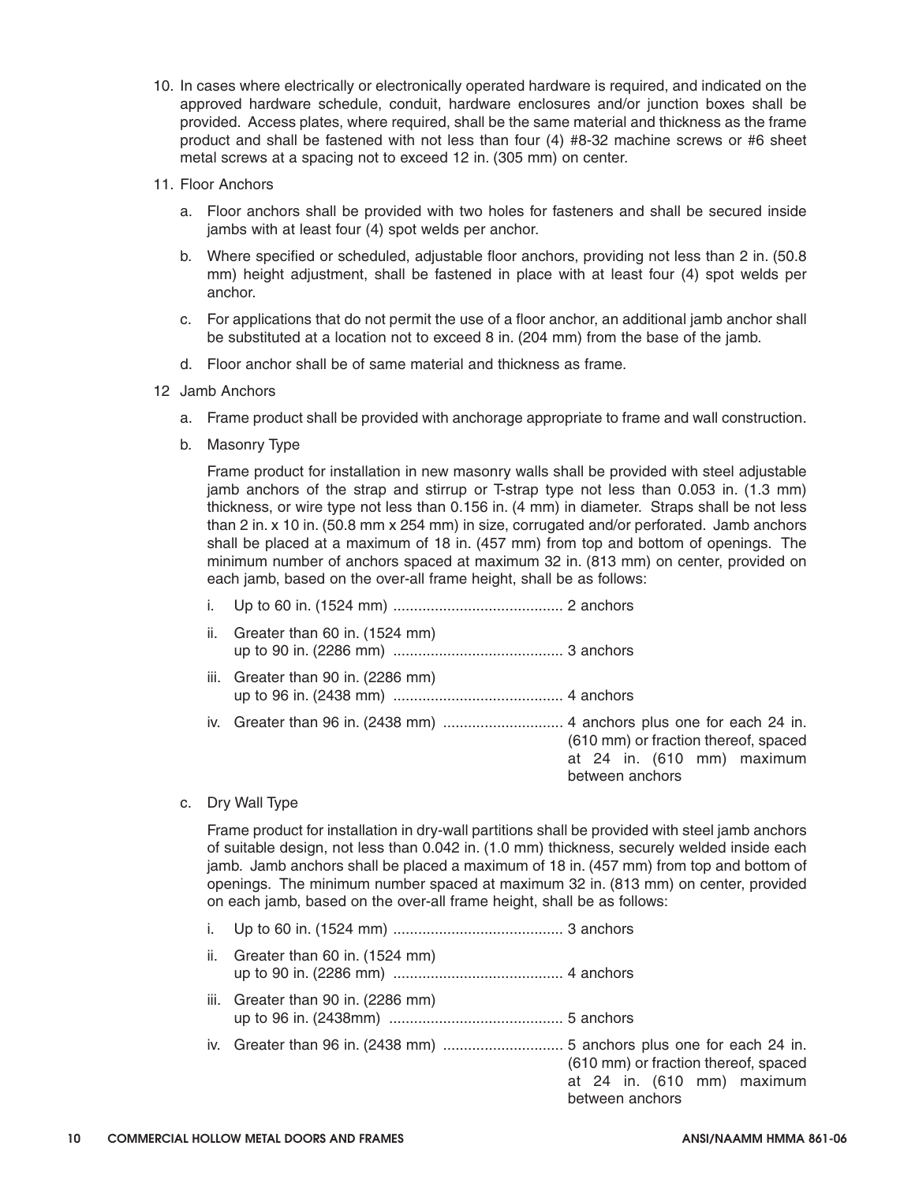10. In cases where electrically or electronically operated hardware is required, and indicated on the approved hardware schedule, conduit, hardware enclosures and/or junction boxes shall be provided. Access plates, where required, shall be the same material and thickness as the frame product and shall be fastened with not less than four (4) #8-32 machine screws or #6 sheet metal screws at a spacing not to exceed 12 in. (305 mm) on center.

11. Floor Anchors

    a. Floor anchors shall be provided with two holes for fasteners and shall be secured inside jambs with at least four (4) spot welds per anchor.

    b. Where specified or scheduled, adjustable floor anchors, providing not less than 2 in. (50.8 mm) height adjustment, shall be fastened in place with at least four (4) spot welds per anchor.

    c. For applications that do not permit the use of a floor anchor, an additional jamb anchor shall be substituted at a location not to exceed 8 in. (204 mm) from the base of the jamb.

    d. Floor anchor shall be of same material and thickness as frame.

12 Jamb Anchors

    a. Frame product shall be provided with anchorage appropriate to frame and wall construction.

    b. Masonry Type

       Frame product for installation in new masonry walls shall be provided with steel adjustable jamb anchors of the strap and stirrup or T-strap type not less than 0.053 in. (1.3 mm) thickness, or wire type not less than 0.156 in. (4 mm) in diameter. Straps shall be not less than 2 in. x 10 in. (50.8 mm x 254 mm) in size, corrugated and/or perforated. Jamb anchors shall be placed at a maximum of 18 in. (457 mm) from top and bottom of openings. The minimum number of anchors spaced at maximum 32 in. (813 mm) on center, provided on each jamb, based on the over-all frame height, shall be as follows:

       i. Up to 60 in. (1524 mm) ........................................ 2 anchors

       ii. Greater than 60 in. (1524 mm) up to 90 in. (2286 mm) ........................................ 3 anchors

       iii. Greater than 90 in. (2286 mm) up to 96 in. (2438 mm) ........................................ 4 anchors

       iv. Greater than 96 in. (2438 mm) ............................ 4 anchors plus one for each 24 in. (610 mm) or fraction thereof, spaced at 24 in. (610 mm) maximum between anchors

    c. Dry Wall Type

       Frame product for installation in dry-wall partitions shall be provided with steel jamb anchors of suitable design, not less than 0.042 in. (1.0 mm) thickness, securely welded inside each jamb. Jamb anchors shall be placed a maximum of 18 in. (457 mm) from top and bottom of openings. The minimum number spaced at maximum 32 in. (813 mm) on center, provided on each jamb, based on the over-all frame height, shall be as follows:

       i. Up to 60 in. (1524 mm) ........................................ 3 anchors

       ii. Greater than 60 in. (1524 mm) up to 90 in. (2286 mm) ........................................ 4 anchors

       iii. Greater than 90 in. (2286 mm) up to 96 in. (2438mm) ........................................ 5 anchors

       iv. Greater than 96 in. (2438 mm) ............................ 5 anchors plus one for each 24 in. (610 mm) or fraction thereof, spaced at 24 in. (610 mm) maximum between anchors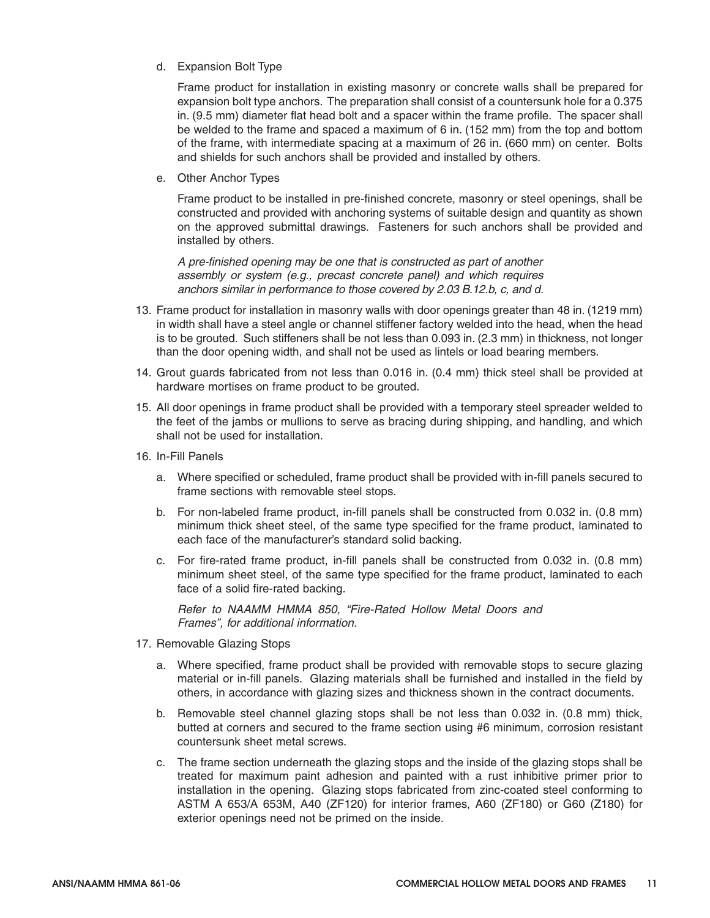d. Expansion Bolt Type

   Frame product for installation in existing masonry or concrete walls shall be prepared for expansion bolt type anchors. The preparation shall consist of a countersunk hole for a 0.375 in. (9.5 mm) diameter flat head bolt and a spacer within the frame profile. The spacer shall be welded to the frame and spaced a maximum of 6 in. (152 mm) from the top and bottom of the frame, with intermediate spacing at a maximum of 26 in. (660 mm) on center. Bolts and shields for such anchors shall be provided and installed by others.

e. Other Anchor Types

   Frame product to be installed in pre-finished concrete, masonry or steel openings, shall be constructed and provided with anchoring systems of suitable design and quantity as shown on the approved submittal drawings. Fasteners for such anchors shall be provided and installed by others.

   *A pre-finished opening may be one that is constructed as part of another assembly or system (e.g., precast concrete panel) and which requires anchors similar in performance to those covered by 2.03 B.12.b, c, and d.*

13. Frame product for installation in masonry walls with door openings greater than 48 in. (1219 mm) in width shall have a steel angle or channel stiffener factory welded into the head, when the head is to be grouted. Such stiffeners shall be not less than 0.093 in. (2.3 mm) in thickness, not longer than the door opening width, and shall not be used as lintels or load bearing members.

14. Grout guards fabricated from not less than 0.016 in. (0.4 mm) thick steel shall be provided at hardware mortises on frame product to be grouted.

15. All door openings in frame product shall be provided with a temporary steel spreader welded to the feet of the jambs or mullions to serve as bracing during shipping, and handling, and which shall not be used for installation.

16. In-Fill Panels

    a. Where specified or scheduled, frame product shall be provided with in-fill panels secured to frame sections with removable steel stops.

    b. For non-labeled frame product, in-fill panels shall be constructed from 0.032 in. (0.8 mm) minimum thick sheet steel, of the same type specified for the frame product, laminated to each face of the manufacturer's standard solid backing.

    c. For fire-rated frame product, in-fill panels shall be constructed from 0.032 in. (0.8 mm) minimum sheet steel, of the same type specified for the frame product, laminated to each face of a solid fire-rated backing.

    *Refer to NAAMM HMMA 850, "Fire-Rated Hollow Metal Doors and Frames", for additional information.*

17. Removable Glazing Stops

    a. Where specified, frame product shall be provided with removable stops to secure glazing material or in-fill panels. Glazing materials shall be furnished and installed in the field by others, in accordance with glazing sizes and thickness shown in the contract documents.

    b. Removable steel channel glazing stops shall be not less than 0.032 in. (0.8 mm) thick, butted at corners and secured to the frame section using #6 minimum, corrosion resistant countersunk sheet metal screws.

    c. The frame section underneath the glazing stops and the inside of the glazing stops shall be treated for maximum paint adhesion and painted with a rust inhibitive primer prior to installation in the opening. Glazing stops fabricated from zinc-coated steel conforming to ASTM A 653/A 653M, A40 (ZF120) for interior frames, A60 (ZF180) or G60 (Z180) for exterior openings need not be primed on the inside.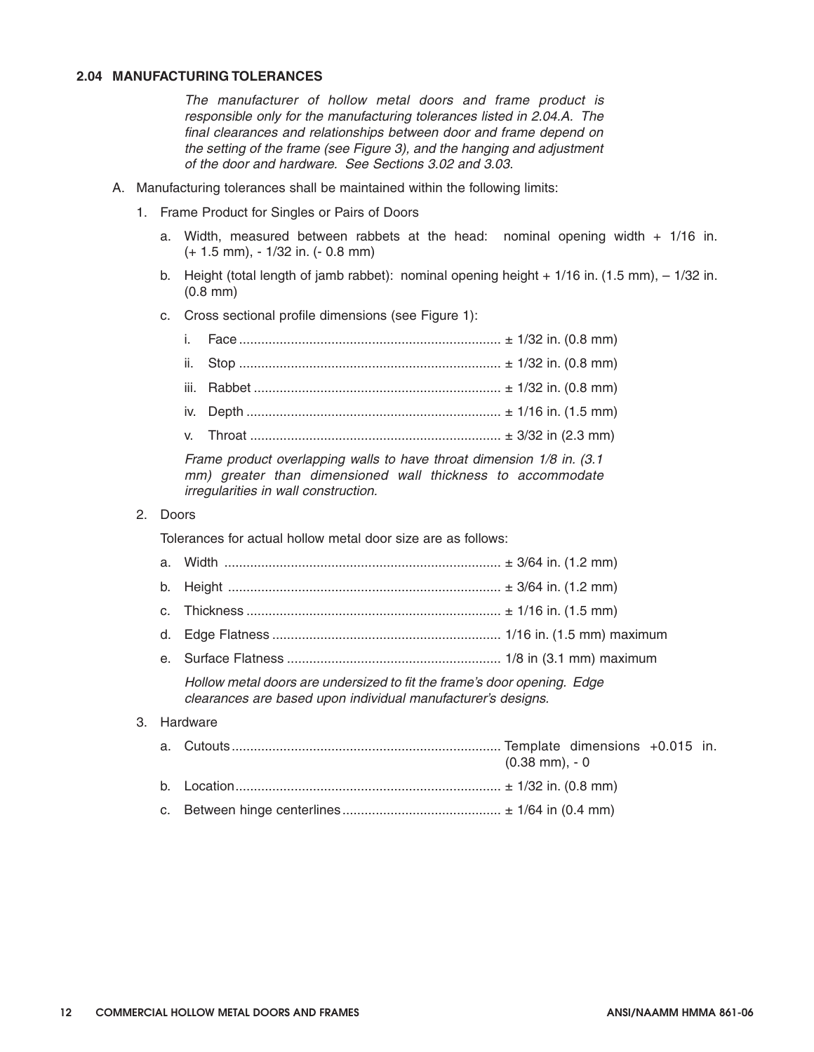### 2.04 MANUFACTURING TOLERANCES

*The manufacturer of hollow metal doors and frame product is responsible only for the manufacturing tolerances listed in 2.04.A. The final clearances and relationships between door and frame depend on the setting of the frame (see Figure 3), and the hanging and adjustment of the door and hardware. See Sections 3.02 and 3.03.*

A. Manufacturing tolerances shall be maintained within the following limits:

1. Frame Product for Singles or Pairs of Doors

   a. Width, measured between rabbets at the head: nominal opening width + 1/16 in. (+ 1.5 mm), - 1/32 in. (- 0.8 mm)

   b. Height (total length of jamb rabbet): nominal opening height + 1/16 in. (1.5 mm), – 1/32 in. (0.8 mm)

   c. Cross sectional profile dimensions (see Figure 1):

      i. Face ........................................................................ ± 1/32 in. (0.8 mm)

      ii. Stop ........................................................................ ± 1/32 in. (0.8 mm)

      iii. Rabbet .................................................................... ± 1/32 in. (0.8 mm)

      iv. Depth ...................................................................... ± 1/16 in. (1.5 mm)

      v. Throat ...................................................................... ± 3/32 in (2.3 mm)

      *Frame product overlapping walls to have throat dimension 1/8 in. (3.1 mm) greater than dimensioned wall thickness to accommodate irregularities in wall construction.*

2. Doors

   Tolerances for actual hollow metal door size are as follows:

   a. Width ........................................................................... ± 3/64 in. (1.2 mm)

   b. Height .......................................................................... ± 3/64 in. (1.2 mm)

   c. Thickness ..................................................................... ± 1/16 in. (1.5 mm)

   d. Edge Flatness .............................................................. 1/16 in. (1.5 mm) maximum

   e. Surface Flatness .......................................................... 1/8 in (3.1 mm) maximum

   *Hollow metal doors are undersized to fit the frame's door opening. Edge clearances are based upon individual manufacturer's designs.*

3. Hardware

   a. Cutouts ......................................................................... Template dimensions +0.015 in. (0.38 mm), - 0

   b. Location ........................................................................ ± 1/32 in. (0.8 mm)

   c. Between hinge centerlines ........................................... ± 1/64 in (0.4 mm)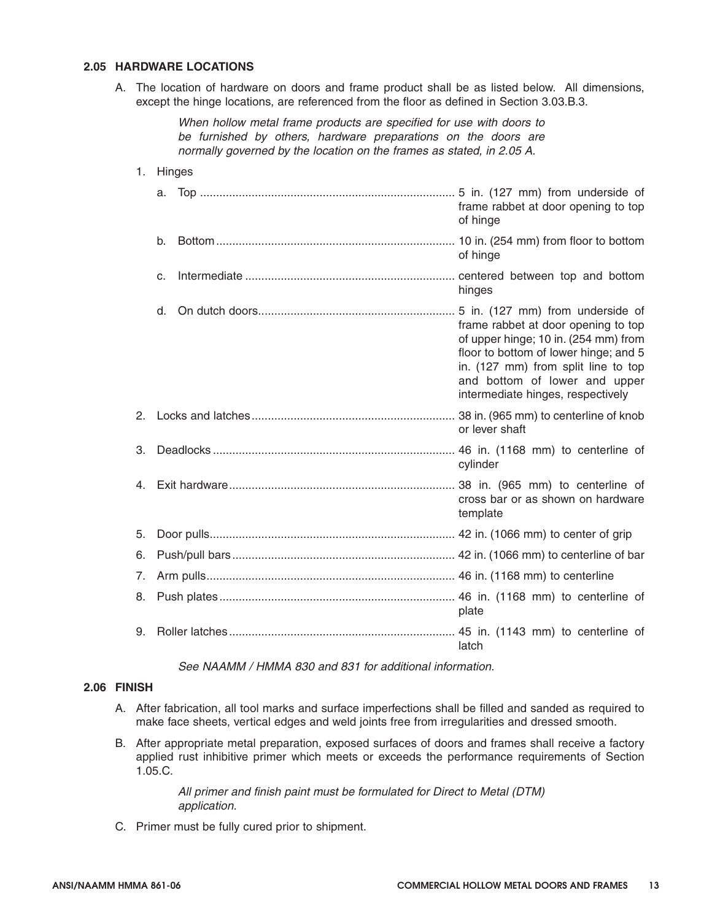### 2.05 HARDWARE LOCATIONS

A. The location of hardware on doors and frame product shall be as listed below. All dimensions, except the hinge locations, are referenced from the floor as defined in Section 3.03.B.3.

*When hollow metal frame products are specified for use with doors to be furnished by others, hardware preparations on the doors are normally governed by the location on the frames as stated, in 2.05 A.*

1. Hinges
   a. Top .............................. 5 in. (127 mm) from underside of frame rabbet at door opening to top of hinge
   b. Bottom .............................. 10 in. (254 mm) from floor to bottom of hinge
   c. Intermediate .............................. centered between top and bottom hinges
   d. On dutch doors .............................. 5 in. (127 mm) from underside of frame rabbet at door opening to top of upper hinge; 10 in. (254 mm) from floor to bottom of lower hinge; and 5 in. (127 mm) from split line to top and bottom of lower and upper intermediate hinges, respectively
2. Locks and latches .............................. 38 in. (965 mm) to centerline of knob or lever shaft
3. Deadlocks .............................. 46 in. (1168 mm) to centerline of cylinder
4. Exit hardware .............................. 38 in. (965 mm) to centerline of cross bar or as shown on hardware template
5. Door pulls .............................. 42 in. (1066 mm) to center of grip
6. Push/pull bars .............................. 42 in. (1066 mm) to centerline of bar
7. Arm pulls .............................. 46 in. (1168 mm) to centerline
8. Push plates .............................. 46 in. (1168 mm) to centerline of plate
9. Roller latches .............................. 45 in. (1143 mm) to centerline of latch

*See NAAMM / HMMA 830 and 831 for additional information.*

### 2.06 FINISH

A. After fabrication, all tool marks and surface imperfections shall be filled and sanded as required to make face sheets, vertical edges and weld joints free from irregularities and dressed smooth.

B. After appropriate metal preparation, exposed surfaces of doors and frames shall receive a factory applied rust inhibitive primer which meets or exceeds the performance requirements of Section 1.05.C.

*All primer and finish paint must be formulated for Direct to Metal (DTM) application.*

C. Primer must be fully cured prior to shipment.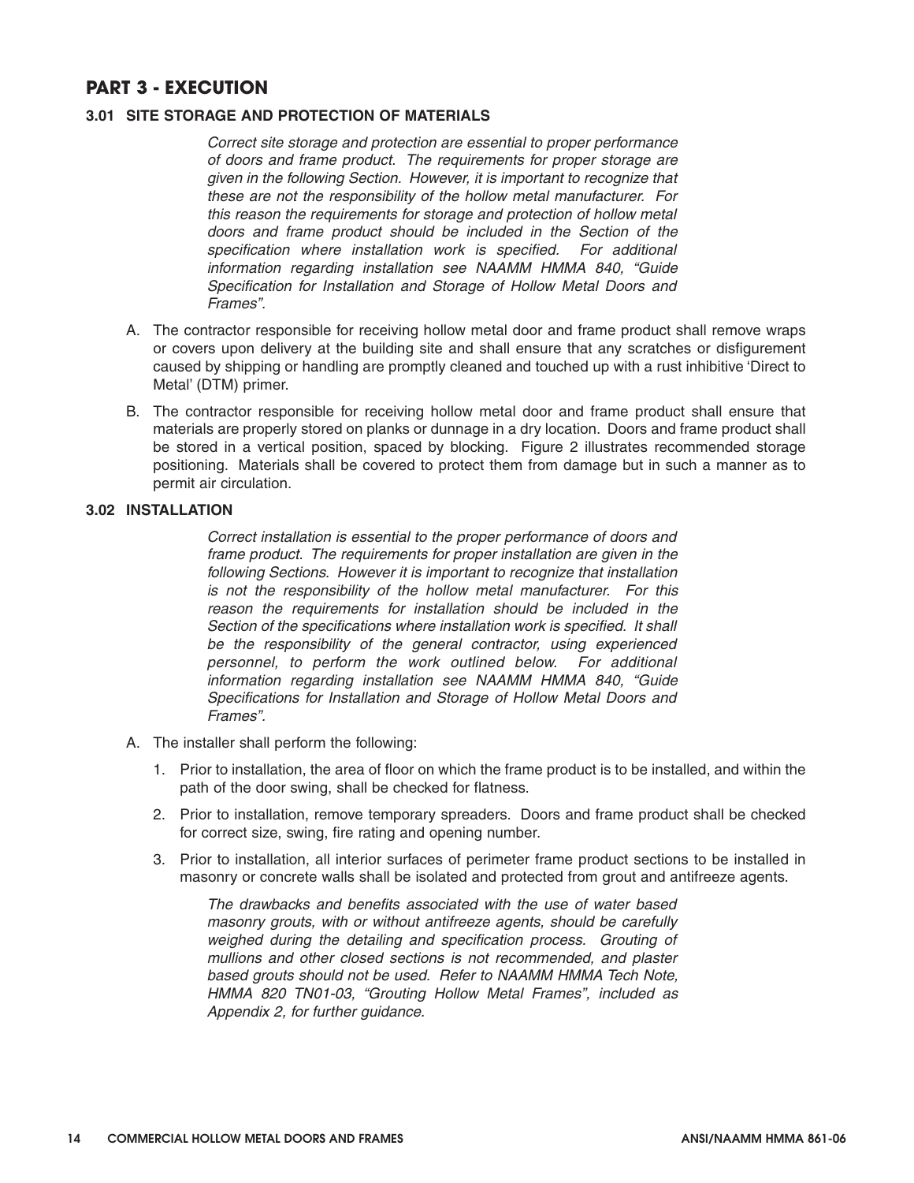## PART 3 - EXECUTION

### 3.01 SITE STORAGE AND PROTECTION OF MATERIALS

*Correct site storage and protection are essential to proper performance of doors and frame product. The requirements for proper storage are given in the following Section. However, it is important to recognize that these are not the responsibility of the hollow metal manufacturer. For this reason the requirements for storage and protection of hollow metal doors and frame product should be included in the Section of the specification where installation work is specified. For additional information regarding installation see NAAMM HMMA 840, "Guide Specification for Installation and Storage of Hollow Metal Doors and Frames".*

A. The contractor responsible for receiving hollow metal door and frame product shall remove wraps or covers upon delivery at the building site and shall ensure that any scratches or disfigurement caused by shipping or handling are promptly cleaned and touched up with a rust inhibitive 'Direct to Metal' (DTM) primer.

B. The contractor responsible for receiving hollow metal door and frame product shall ensure that materials are properly stored on planks or dunnage in a dry location. Doors and frame product shall be stored in a vertical position, spaced by blocking. Figure 2 illustrates recommended storage positioning. Materials shall be covered to protect them from damage but in such a manner as to permit air circulation.

### 3.02 INSTALLATION

*Correct installation is essential to the proper performance of doors and frame product. The requirements for proper installation are given in the following Sections. However it is important to recognize that installation is not the responsibility of the hollow metal manufacturer. For this reason the requirements for installation should be included in the Section of the specifications where installation work is specified. It shall be the responsibility of the general contractor, using experienced personnel, to perform the work outlined below. For additional information regarding installation see NAAMM HMMA 840, "Guide Specifications for Installation and Storage of Hollow Metal Doors and Frames".*

A. The installer shall perform the following:

1. Prior to installation, the area of floor on which the frame product is to be installed, and within the path of the door swing, shall be checked for flatness.

2. Prior to installation, remove temporary spreaders. Doors and frame product shall be checked for correct size, swing, fire rating and opening number.

3. Prior to installation, all interior surfaces of perimeter frame product sections to be installed in masonry or concrete walls shall be isolated and protected from grout and antifreeze agents.

   *The drawbacks and benefits associated with the use of water based masonry grouts, with or without antifreeze agents, should be carefully weighed during the detailing and specification process. Grouting of mullions and other closed sections is not recommended, and plaster based grouts should not be used. Refer to NAAMM HMMA Tech Note, HMMA 820 TN01-03, "Grouting Hollow Metal Frames", included as Appendix 2, for further guidance.*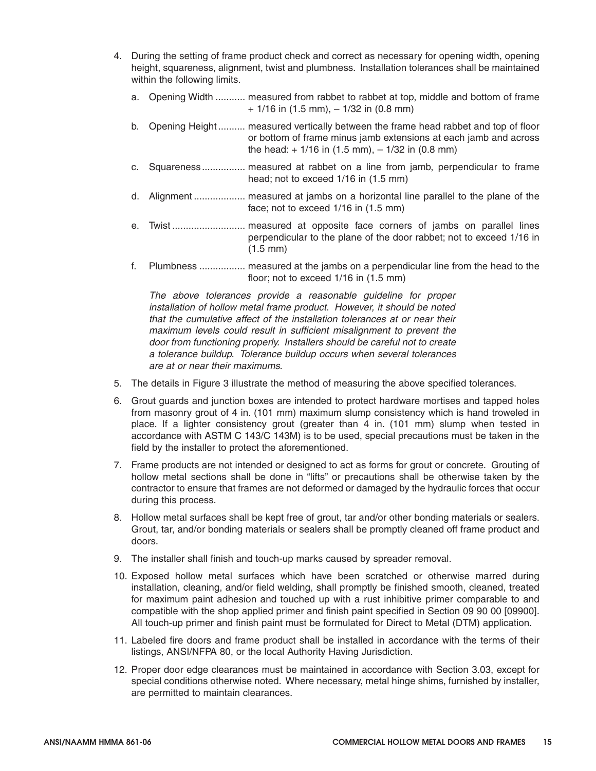4. During the setting of frame product check and correct as necessary for opening width, opening height, squareness, alignment, twist and plumbness. Installation tolerances shall be maintained within the following limits.

   a. Opening Width ........... measured from rabbet to rabbet at top, middle and bottom of frame + 1/16 in (1.5 mm), – 1/32 in (0.8 mm)

   b. Opening Height .......... measured vertically between the frame head rabbet and top of floor or bottom of frame minus jamb extensions at each jamb and across the head: + 1/16 in (1.5 mm), – 1/32 in (0.8 mm)

   c. Squareness ................ measured at rabbet on a line from jamb, perpendicular to frame head; not to exceed 1/16 in (1.5 mm)

   d. Alignment ................... measured at jambs on a horizontal line parallel to the plane of the face; not to exceed 1/16 in (1.5 mm)

   e. Twist ........................... measured at opposite face corners of jambs on parallel lines perpendicular to the plane of the door rabbet; not to exceed 1/16 in (1.5 mm)

   f. Plumbness ................. measured at the jambs on a perpendicular line from the head to the floor; not to exceed 1/16 in (1.5 mm)

   *The above tolerances provide a reasonable guideline for proper installation of hollow metal frame product. However, it should be noted that the cumulative affect of the installation tolerances at or near their maximum levels could result in sufficient misalignment to prevent the door from functioning properly. Installers should be careful not to create a tolerance buildup. Tolerance buildup occurs when several tolerances are at or near their maximums.*

5. The details in Figure 3 illustrate the method of measuring the above specified tolerances.

6. Grout guards and junction boxes are intended to protect hardware mortises and tapped holes from masonry grout of 4 in. (101 mm) maximum slump consistency which is hand troweled in place. If a lighter consistency grout (greater than 4 in. (101 mm) slump when tested in accordance with ASTM C 143/C 143M) is to be used, special precautions must be taken in the field by the installer to protect the aforementioned.

7. Frame products are not intended or designed to act as forms for grout or concrete. Grouting of hollow metal sections shall be done in "lifts" or precautions shall be otherwise taken by the contractor to ensure that frames are not deformed or damaged by the hydraulic forces that occur during this process.

8. Hollow metal surfaces shall be kept free of grout, tar and/or other bonding materials or sealers. Grout, tar, and/or bonding materials or sealers shall be promptly cleaned off frame product and doors.

9. The installer shall finish and touch-up marks caused by spreader removal.

10. Exposed hollow metal surfaces which have been scratched or otherwise marred during installation, cleaning, and/or field welding, shall promptly be finished smooth, cleaned, treated for maximum paint adhesion and touched up with a rust inhibitive primer comparable to and compatible with the shop applied primer and finish paint specified in Section 09 90 00 [09900]. All touch-up primer and finish paint must be formulated for Direct to Metal (DTM) application.

11. Labeled fire doors and frame product shall be installed in accordance with the terms of their listings, ANSI/NFPA 80, or the local Authority Having Jurisdiction.

12. Proper door edge clearances must be maintained in accordance with Section 3.03, except for special conditions otherwise noted. Where necessary, metal hinge shims, furnished by installer, are permitted to maintain clearances.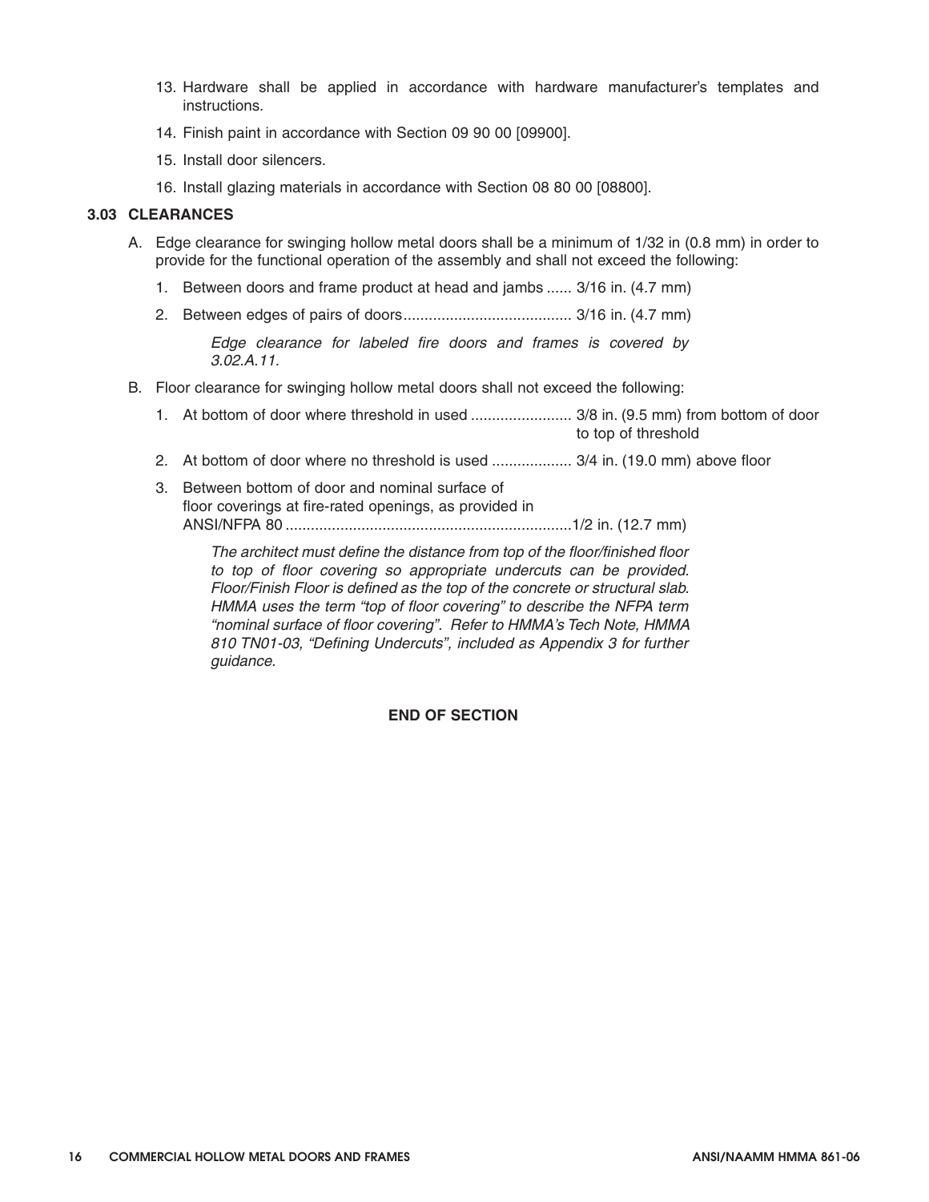13. Hardware shall be applied in accordance with hardware manufacturer's templates and instructions.
14. Finish paint in accordance with Section 09 90 00 [09900].
15. Install door silencers.
16. Install glazing materials in accordance with Section 08 80 00 [08800].

### 3.03 CLEARANCES

A. Edge clearance for swinging hollow metal doors shall be a minimum of 1/32 in (0.8 mm) in order to provide for the functional operation of the assembly and shall not exceed the following:

1. Between doors and frame product at head and jambs ...... 3/16 in. (4.7 mm)
2. Between edges of pairs of doors........................................ 3/16 in. (4.7 mm)

*Edge clearance for labeled fire doors and frames is covered by 3.02.A.11.*

B. Floor clearance for swinging hollow metal doors shall not exceed the following:

1. At bottom of door where threshold in used ........................ 3/8 in. (9.5 mm) from bottom of door to top of threshold
2. At bottom of door where no threshold is used ................... 3/4 in. (19.0 mm) above floor
3. Between bottom of door and nominal surface of floor coverings at fire-rated openings, as provided in ANSI/NFPA 80 ....................................................................1/2 in. (12.7 mm)

*The architect must define the distance from top of the floor/finished floor to top of floor covering so appropriate undercuts can be provided. Floor/Finish Floor is defined as the top of the concrete or structural slab. HMMA uses the term "top of floor covering" to describe the NFPA term "nominal surface of floor covering". Refer to HMMA's Tech Note, HMMA 810 TN01-03, "Defining Undercuts", included as Appendix 3 for further guidance.*

**END OF SECTION**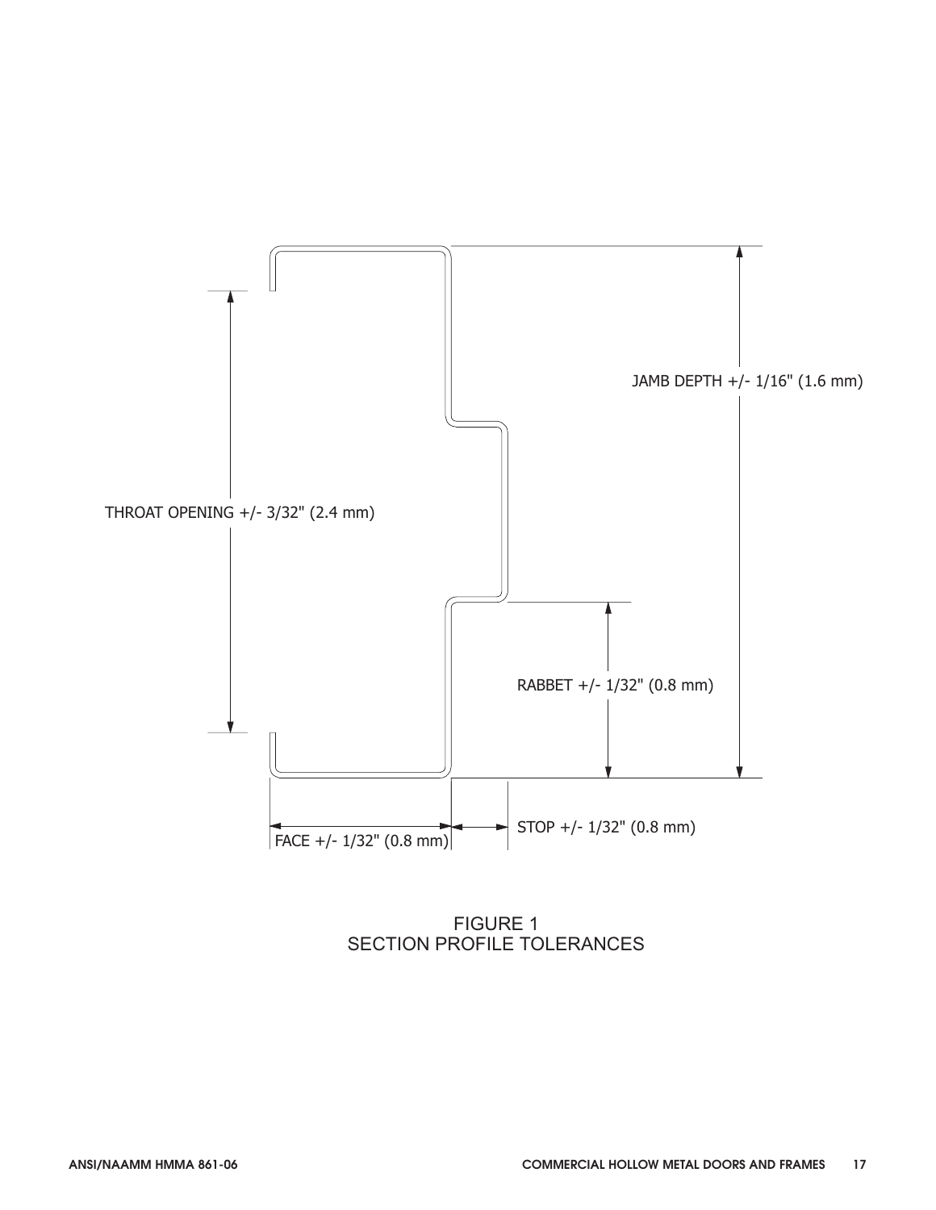JAMB DEPTH +/- 1/16" (1.6 mm)

THROAT OPENING +/- 3/32" (2.4 mm)

RABBET +/- 1/32" (0.8 mm)

FACE +/- 1/32" (0.8 mm)

STOP +/- 1/32" (0.8 mm)

FIGURE 1
SECTION PROFILE TOLERANCES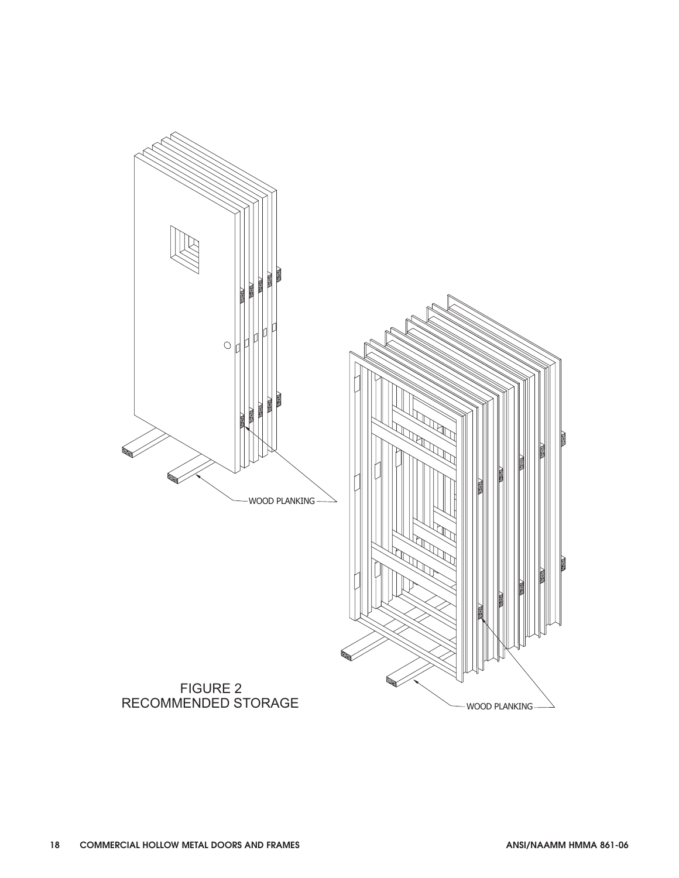WOOD PLANKING

WOOD PLANKING

FIGURE 2
RECOMMENDED STORAGE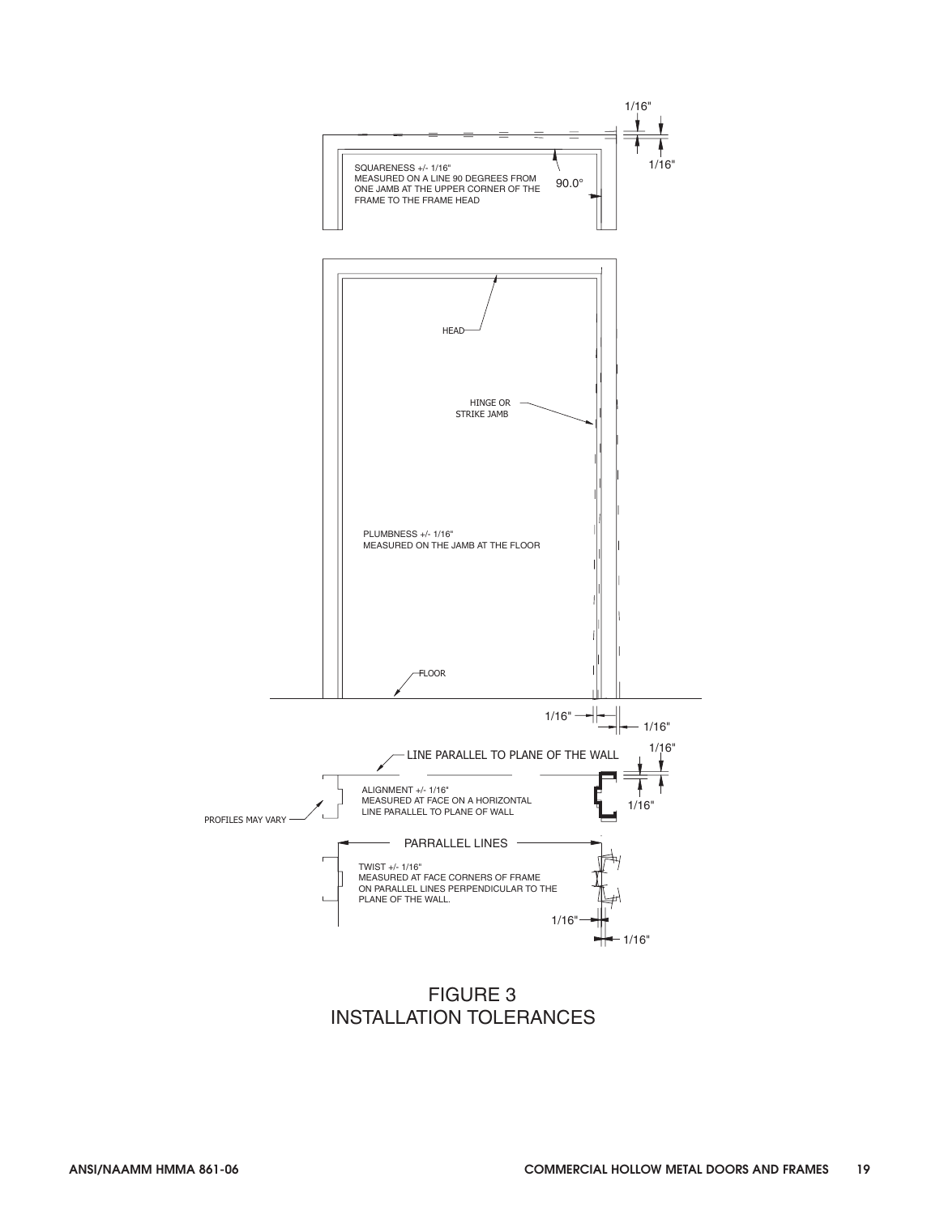SQUARENESS +/- 1/16"
MEASURED ON A LINE 90 DEGREES FROM ONE JAMB AT THE UPPER CORNER OF THE FRAME TO THE FRAME HEAD

90.0°

1/16"

1/16"

HEAD

HINGE OR STRIKE JAMB

PLUMBNESS +/- 1/16"
MEASURED ON THE JAMB AT THE FLOOR

FLOOR

1/16"

1/16"

LINE PARALLEL TO PLANE OF THE WALL

1/16"

ALIGNMENT +/- 1/16"
MEASURED AT FACE ON A HORIZONTAL LINE PARALLEL TO PLANE OF WALL

1/16"

PROFILES MAY VARY

PARRALLEL LINES

TWIST +/- 1/16"
MEASURED AT FACE CORNERS OF FRAME ON PARALLEL LINES PERPENDICULAR TO THE PLANE OF THE WALL.

1/16"

1/16"

FIGURE 3
INSTALLATION TOLERANCES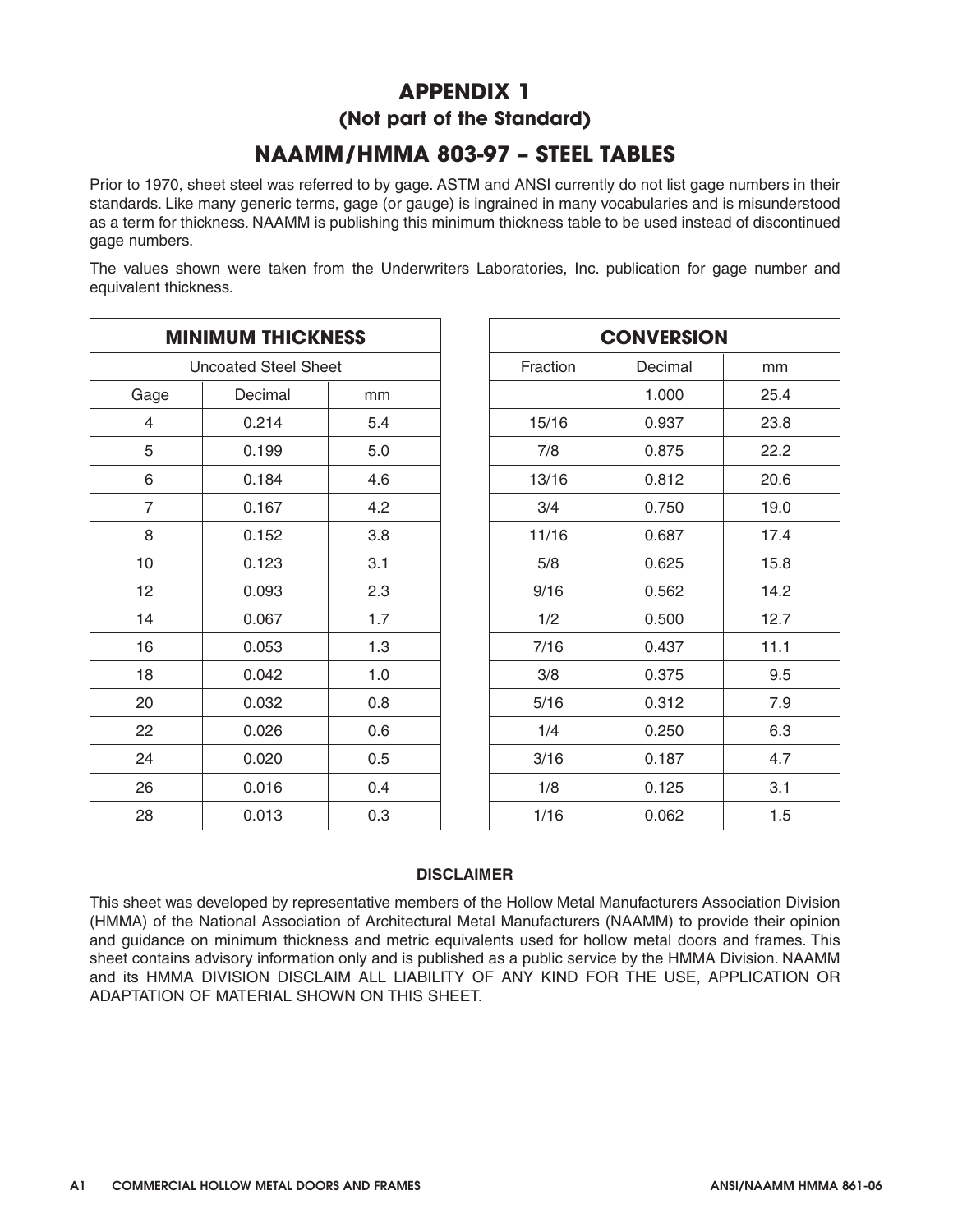# APPENDIX 1

## (Not part of the Standard)

## NAAMM/HMMA 803-97 – STEEL TABLES

Prior to 1970, sheet steel was referred to by gage. ASTM and ANSI currently do not list gage numbers in their standards. Like many generic terms, gage (or gauge) is ingrained in many vocabularies and is misunderstood as a term for thickness. NAAMM is publishing this minimum thickness table to be used instead of discontinued gage numbers.

The values shown were taken from the Underwriters Laboratories, Inc. publication for gage number and equivalent thickness.

| MINIMUM THICKNESS | | |
|---|---|---|
| Uncoated Steel Sheet | | |
| Gage | Decimal | mm |
| 4 | 0.214 | 5.4 |
| 5 | 0.199 | 5.0 |
| 6 | 0.184 | 4.6 |
| 7 | 0.167 | 4.2 |
| 8 | 0.152 | 3.8 |
| 10 | 0.123 | 3.1 |
| 12 | 0.093 | 2.3 |
| 14 | 0.067 | 1.7 |
| 16 | 0.053 | 1.3 |
| 18 | 0.042 | 1.0 |
| 20 | 0.032 | 0.8 |
| 22 | 0.026 | 0.6 |
| 24 | 0.020 | 0.5 |
| 26 | 0.016 | 0.4 |
| 28 | 0.013 | 0.3 |

| CONVERSION | | |
|---|---|---|
| Fraction | Decimal | mm |
| | 1.000 | 25.4 |
| 15/16 | 0.937 | 23.8 |
| 7/8 | 0.875 | 22.2 |
| 13/16 | 0.812 | 20.6 |
| 3/4 | 0.750 | 19.0 |
| 11/16 | 0.687 | 17.4 |
| 5/8 | 0.625 | 15.8 |
| 9/16 | 0.562 | 14.2 |
| 1/2 | 0.500 | 12.7 |
| 7/16 | 0.437 | 11.1 |
| 3/8 | 0.375 | 9.5 |
| 5/16 | 0.312 | 7.9 |
| 1/4 | 0.250 | 6.3 |
| 3/16 | 0.187 | 4.7 |
| 1/8 | 0.125 | 3.1 |
| 1/16 | 0.062 | 1.5 |

**DISCLAIMER**

This sheet was developed by representative members of the Hollow Metal Manufacturers Association Division (HMMA) of the National Association of Architectural Metal Manufacturers (NAAMM) to provide their opinion and guidance on minimum thickness and metric equivalents used for hollow metal doors and frames. This sheet contains advisory information only and is published as a public service by the HMMA Division. NAAMM and its HMMA DIVISION DISCLAIM ALL LIABILITY OF ANY KIND FOR THE USE, APPLICATION OR ADAPTATION OF MATERIAL SHOWN ON THIS SHEET.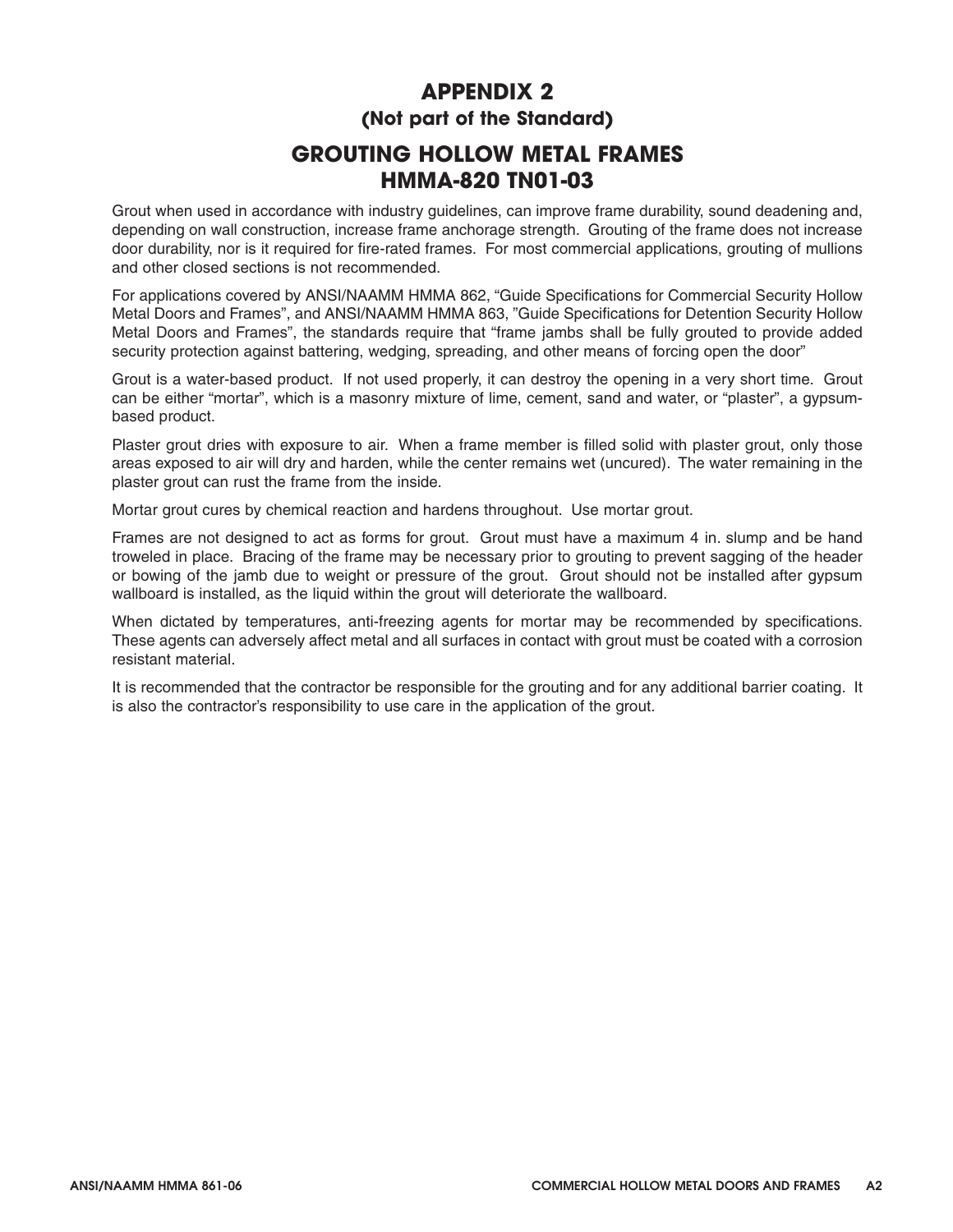# APPENDIX 2
## (Not part of the Standard)

# GROUTING HOLLOW METAL FRAMES
# HMMA-820 TN01-03

Grout when used in accordance with industry guidelines, can improve frame durability, sound deadening and, depending on wall construction, increase frame anchorage strength. Grouting of the frame does not increase door durability, nor is it required for fire-rated frames. For most commercial applications, grouting of mullions and other closed sections is not recommended.

For applications covered by ANSI/NAAMM HMMA 862, "Guide Specifications for Commercial Security Hollow Metal Doors and Frames", and ANSI/NAAMM HMMA 863, "Guide Specifications for Detention Security Hollow Metal Doors and Frames", the standards require that "frame jambs shall be fully grouted to provide added security protection against battering, wedging, spreading, and other means of forcing open the door"

Grout is a water-based product. If not used properly, it can destroy the opening in a very short time. Grout can be either "mortar", which is a masonry mixture of lime, cement, sand and water, or "plaster", a gypsum-based product.

Plaster grout dries with exposure to air. When a frame member is filled solid with plaster grout, only those areas exposed to air will dry and harden, while the center remains wet (uncured). The water remaining in the plaster grout can rust the frame from the inside.

Mortar grout cures by chemical reaction and hardens throughout. Use mortar grout.

Frames are not designed to act as forms for grout. Grout must have a maximum 4 in. slump and be hand troweled in place. Bracing of the frame may be necessary prior to grouting to prevent sagging of the header or bowing of the jamb due to weight or pressure of the grout. Grout should not be installed after gypsum wallboard is installed, as the liquid within the grout will deteriorate the wallboard.

When dictated by temperatures, anti-freezing agents for mortar may be recommended by specifications. These agents can adversely affect metal and all surfaces in contact with grout must be coated with a corrosion resistant material.

It is recommended that the contractor be responsible for the grouting and for any additional barrier coating. It is also the contractor's responsibility to use care in the application of the grout.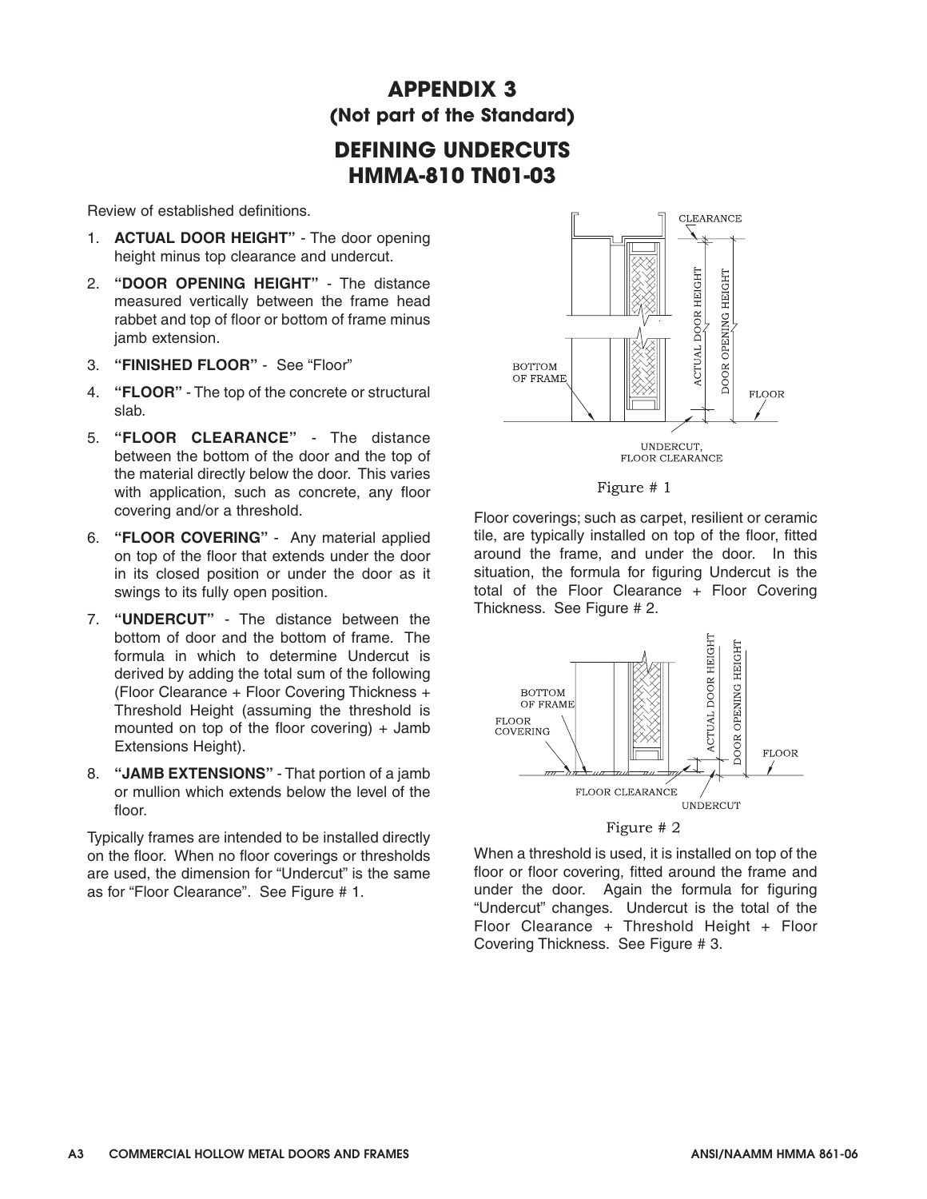# APPENDIX 3
## (Not part of the Standard)

# DEFINING UNDERCUTS
# HMMA-810 TN01-03

Review of established definitions.

1. **ACTUAL DOOR HEIGHT"** - The door opening height minus top clearance and undercut.
2. **"DOOR OPENING HEIGHT"** - The distance measured vertically between the frame head rabbet and top of floor or bottom of frame minus jamb extension.
3. **"FINISHED FLOOR"** - See "Floor"
4. **"FLOOR"** - The top of the concrete or structural slab.
5. **"FLOOR CLEARANCE"** - The distance between the bottom of the door and the top of the material directly below the door. This varies with application, such as concrete, any floor covering and/or a threshold.
6. **"FLOOR COVERING"** - Any material applied on top of the floor that extends under the door in its closed position or under the door as it swings to its fully open position.
7. **"UNDERCUT"** - The distance between the bottom of door and the bottom of frame. The formula in which to determine Undercut is derived by adding the total sum of the following (Floor Clearance + Floor Covering Thickness + Threshold Height (assuming the threshold is mounted on top of the floor covering) + Jamb Extensions Height).
8. **"JAMB EXTENSIONS"** - That portion of a jamb or mullion which extends below the level of the floor.

Typically frames are intended to be installed directly on the floor. When no floor coverings or thresholds are used, the dimension for "Undercut" is the same as for "Floor Clearance". See Figure # 1.

CLEARANCE
ACTUAL DOOR HEIGHT
DOOR OPENING HEIGHT
BOTTOM OF FRAME
FLOOR
UNDERCUT, FLOOR CLEARANCE

Figure # 1

Floor coverings; such as carpet, resilient or ceramic tile, are typically installed on top of the floor, fitted around the frame, and under the door. In this situation, the formula for figuring Undercut is the total of the Floor Clearance + Floor Covering Thickness. See Figure # 2.

BOTTOM OF FRAME
FLOOR COVERING
ACTUAL DOOR HEIGHT
DOOR OPENING HEIGHT
FLOOR
FLOOR CLEARANCE
UNDERCUT

Figure # 2

When a threshold is used, it is installed on top of the floor or floor covering, fitted around the frame and under the door. Again the formula for figuring "Undercut" changes. Undercut is the total of the Floor Clearance + Threshold Height + Floor Covering Thickness. See Figure # 3.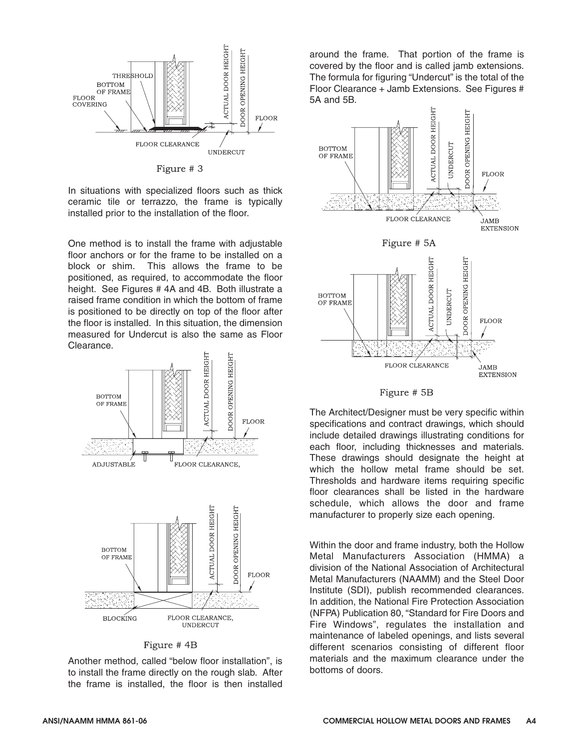Figure # 3

In situations with specialized floors such as thick ceramic tile or terrazzo, the frame is typically installed prior to the installation of the floor.

One method is to install the frame with adjustable floor anchors or for the frame to be installed on a block or shim. This allows the frame to be positioned, as required, to accommodate the floor height. See Figures # 4A and 4B. Both illustrate a raised frame condition in which the bottom of frame is positioned to be directly on top of the floor after the floor is installed. In this situation, the dimension measured for Undercut is also the same as Floor Clearance.

Figure # 4B

Another method, called "below floor installation", is to install the frame directly on the rough slab. After the frame is installed, the floor is then installed around the frame. That portion of the frame is covered by the floor and is called jamb extensions. The formula for figuring "Undercut" is the total of the Floor Clearance + Jamb Extensions. See Figures # 5A and 5B.

Figure # 5A

Figure # 5B

The Architect/Designer must be very specific within specifications and contract drawings, which should include detailed drawings illustrating conditions for each floor, including thicknesses and materials. These drawings should designate the height at which the hollow metal frame should be set. Thresholds and hardware items requiring specific floor clearances shall be listed in the hardware schedule, which allows the door and frame manufacturer to properly size each opening.

Within the door and frame industry, both the Hollow Metal Manufacturers Association (HMMA) a division of the National Association of Architectural Metal Manufacturers (NAAMM) and the Steel Door Institute (SDI), publish recommended clearances. In addition, the National Fire Protection Association (NFPA) Publication 80, "Standard for Fire Doors and Fire Windows", regulates the installation and maintenance of labeled openings, and lists several different scenarios consisting of different floor materials and the maximum clearance under the bottoms of doors.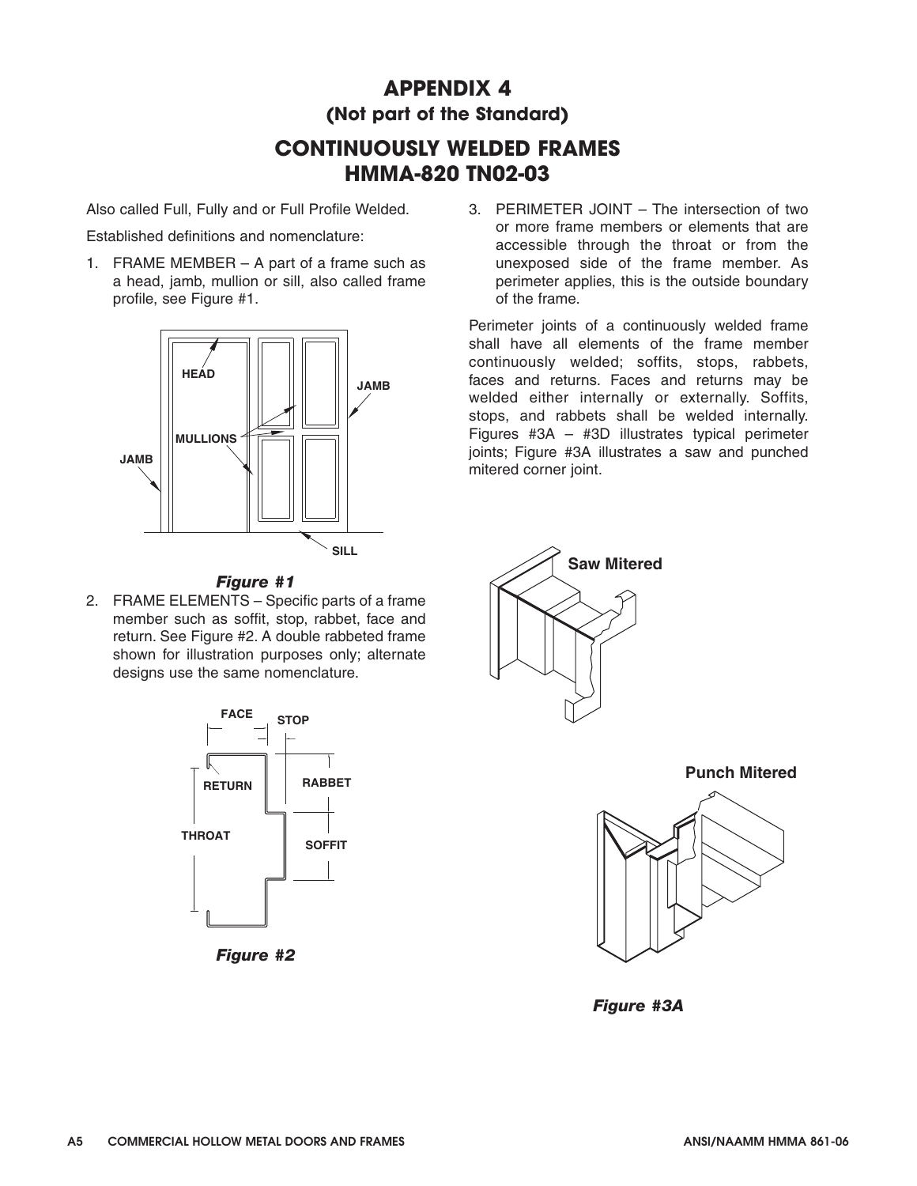# APPENDIX 4

## (Not part of the Standard)

# CONTINUOUSLY WELDED FRAMES HMMA-820 TN02-03

Also called Full, Fully and or Full Profile Welded.

Established definitions and nomenclature:

1. FRAME MEMBER – A part of a frame such as a head, jamb, mullion or sill, also called frame profile, see Figure #1.

*Figure #1*

2. FRAME ELEMENTS – Specific parts of a frame member such as soffit, stop, rabbet, face and return. See Figure #2. A double rabbeted frame shown for illustration purposes only; alternate designs use the same nomenclature.

*Figure #2*

3. PERIMETER JOINT – The intersection of two or more frame members or elements that are accessible through the throat or from the unexposed side of the frame member. As perimeter applies, this is the outside boundary of the frame.

Perimeter joints of a continuously welded frame shall have all elements of the frame member continuously welded; soffits, stops, rabbets, faces and returns. Faces and returns may be welded either internally or externally. Soffits, stops, and rabbets shall be welded internally. Figures #3A – #3D illustrates typical perimeter joints; Figure #3A illustrates a saw and punched mitered corner joint.

Saw Mitered

Punch Mitered

*Figure #3A*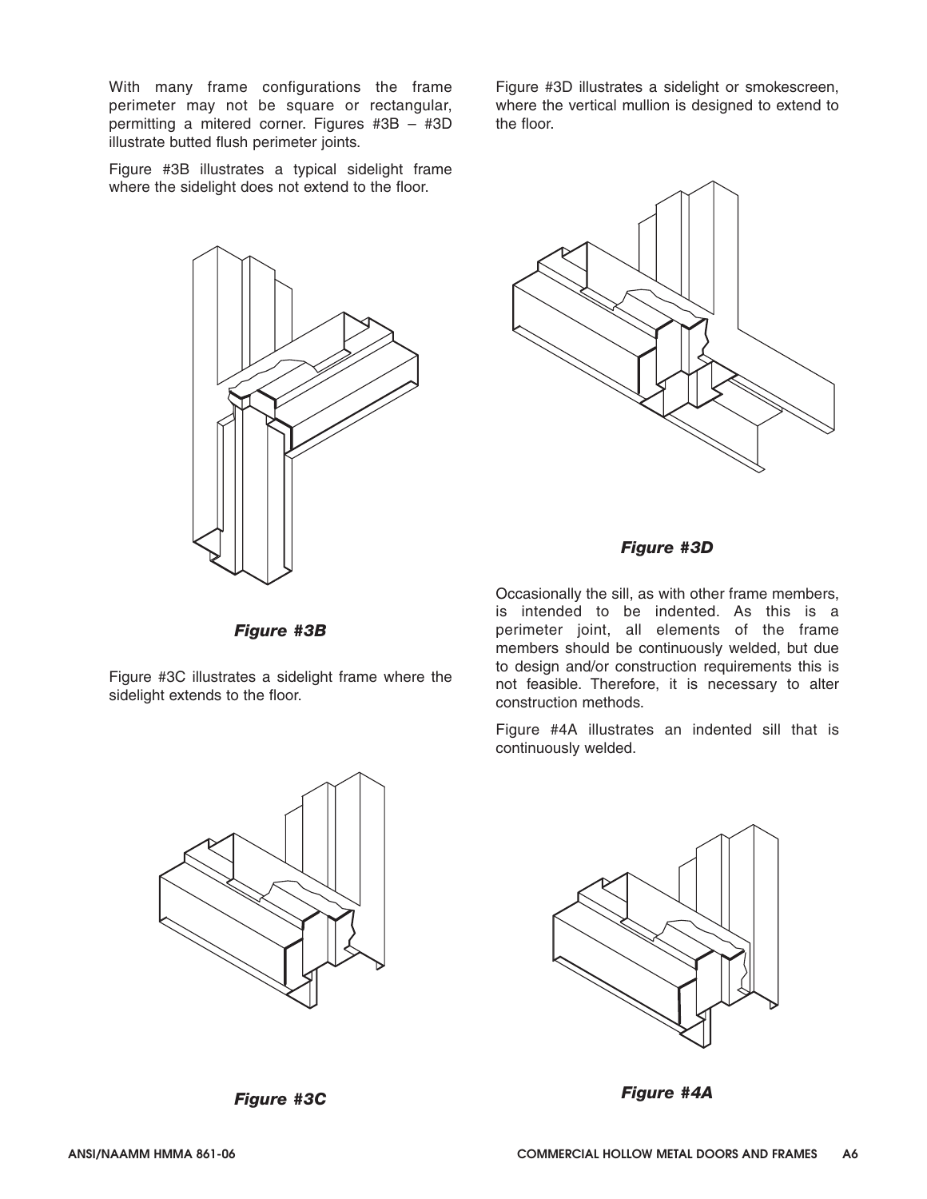With many frame configurations the frame perimeter may not be square or rectangular, permitting a mitered corner. Figures #3B – #3D illustrate butted flush perimeter joints.

Figure #3B illustrates a typical sidelight frame where the sidelight does not extend to the floor.

***Figure #3B***

Figure #3C illustrates a sidelight frame where the sidelight extends to the floor.

***Figure #3C***

Figure #3D illustrates a sidelight or smokescreen, where the vertical mullion is designed to extend to the floor.

***Figure #3D***

Occasionally the sill, as with other frame members, is intended to be indented. As this is a perimeter joint, all elements of the frame members should be continuously welded, but due to design and/or construction requirements this is not feasible. Therefore, it is necessary to alter construction methods.

Figure #4A illustrates an indented sill that is continuously welded.

***Figure #4A***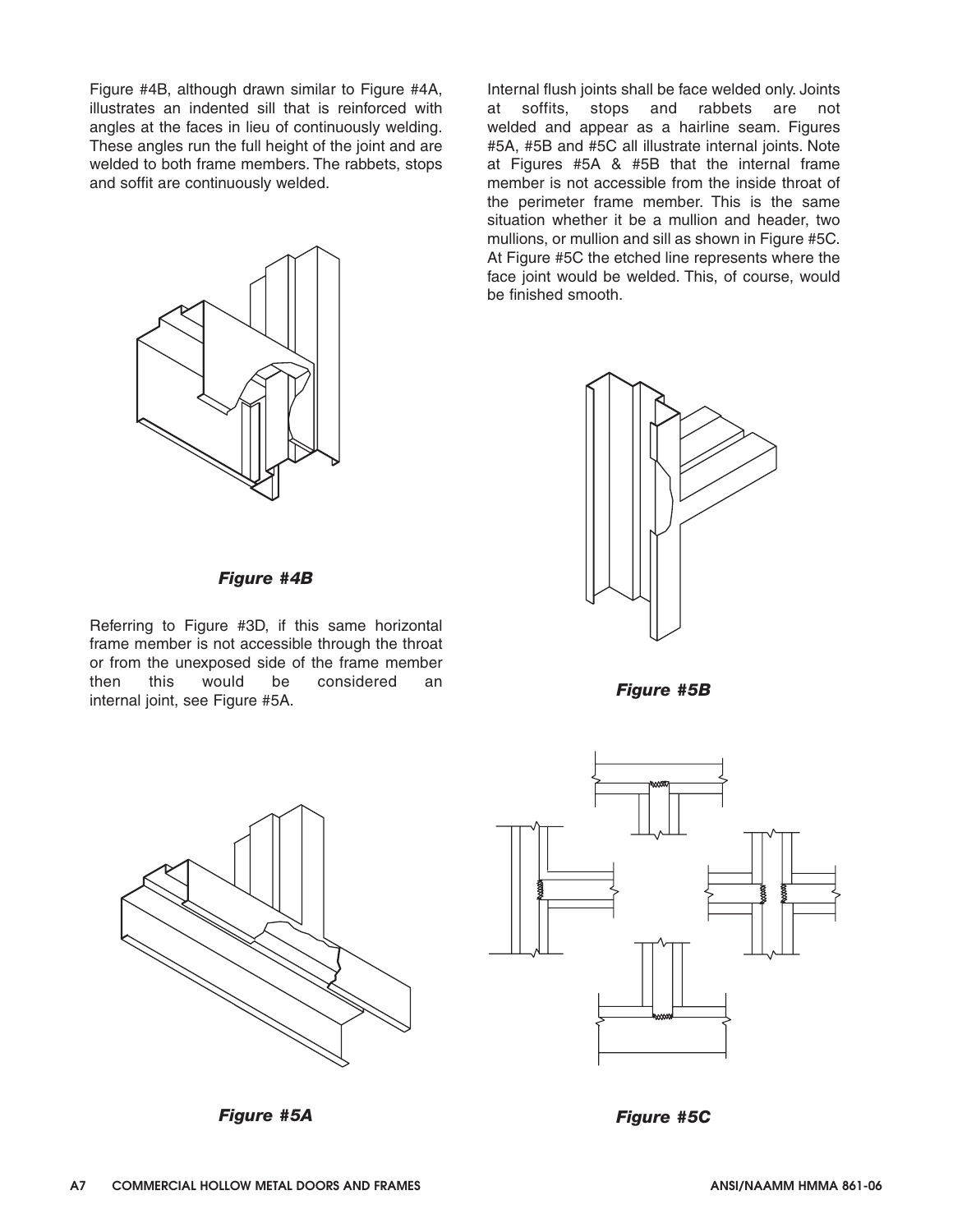Figure #4B, although drawn similar to Figure #4A, illustrates an indented sill that is reinforced with angles at the faces in lieu of continuously welding. These angles run the full height of the joint and are welded to both frame members. The rabbets, stops and soffit are continuously welded.

***Figure #4B***

Referring to Figure #3D, if this same horizontal frame member is not accessible through the throat or from the unexposed side of the frame member then this would be considered an internal joint, see Figure #5A.

***Figure #5A***

Internal flush joints shall be face welded only. Joints at soffits, stops and rabbets are not welded and appear as a hairline seam. Figures #5A, #5B and #5C all illustrate internal joints. Note at Figures #5A & #5B that the internal frame member is not accessible from the inside throat of the perimeter frame member. This is the same situation whether it be a mullion and header, two mullions, or mullion and sill as shown in Figure #5C. At Figure #5C the etched line represents where the face joint would be welded. This, of course, would be finished smooth.

***Figure #5B***

***Figure #5C***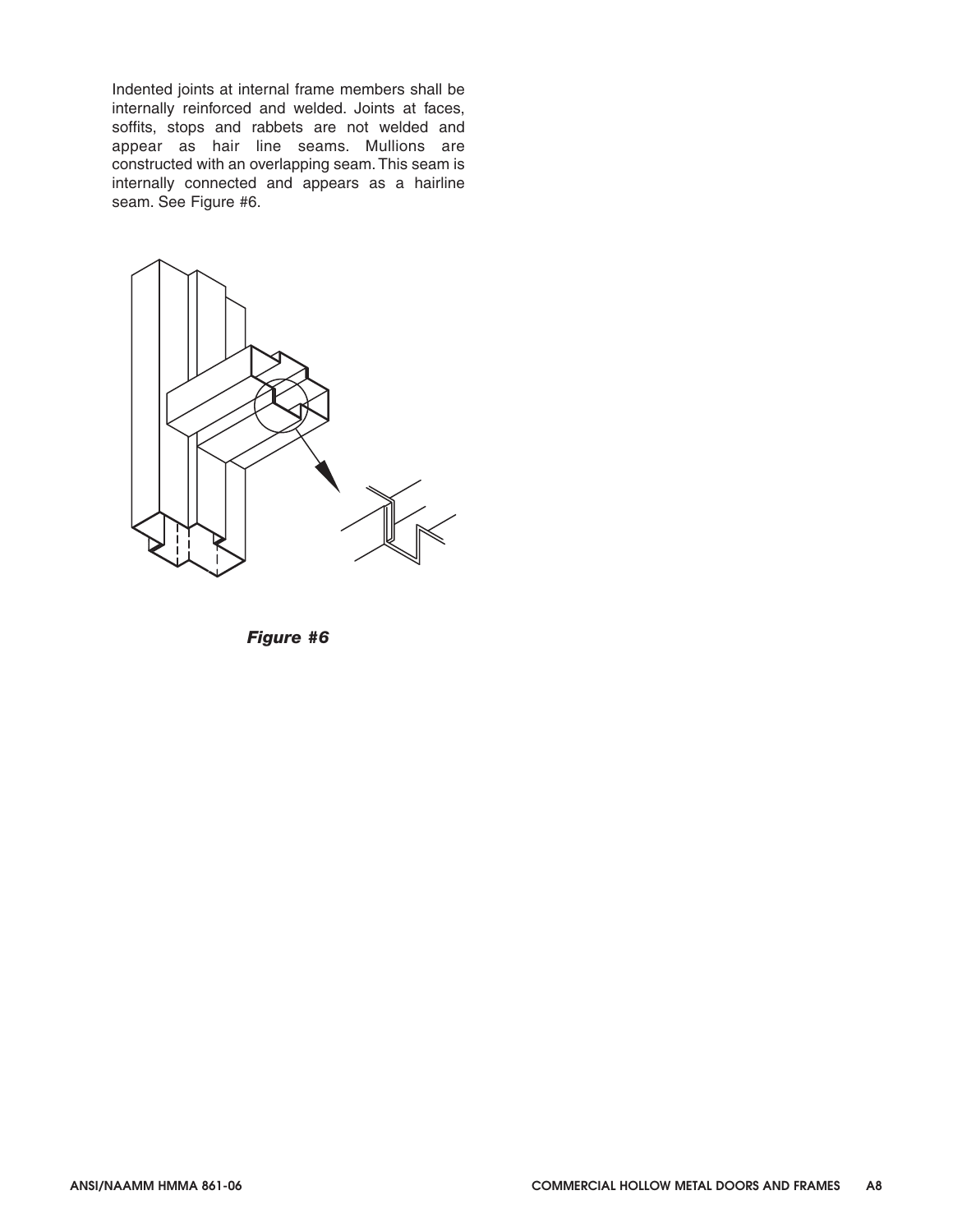Indented joints at internal frame members shall be internally reinforced and welded. Joints at faces, soffits, stops and rabbets are not welded and appear as hair line seams. Mullions are constructed with an overlapping seam. This seam is internally connected and appears as a hairline seam. See Figure #6.

***Figure #6***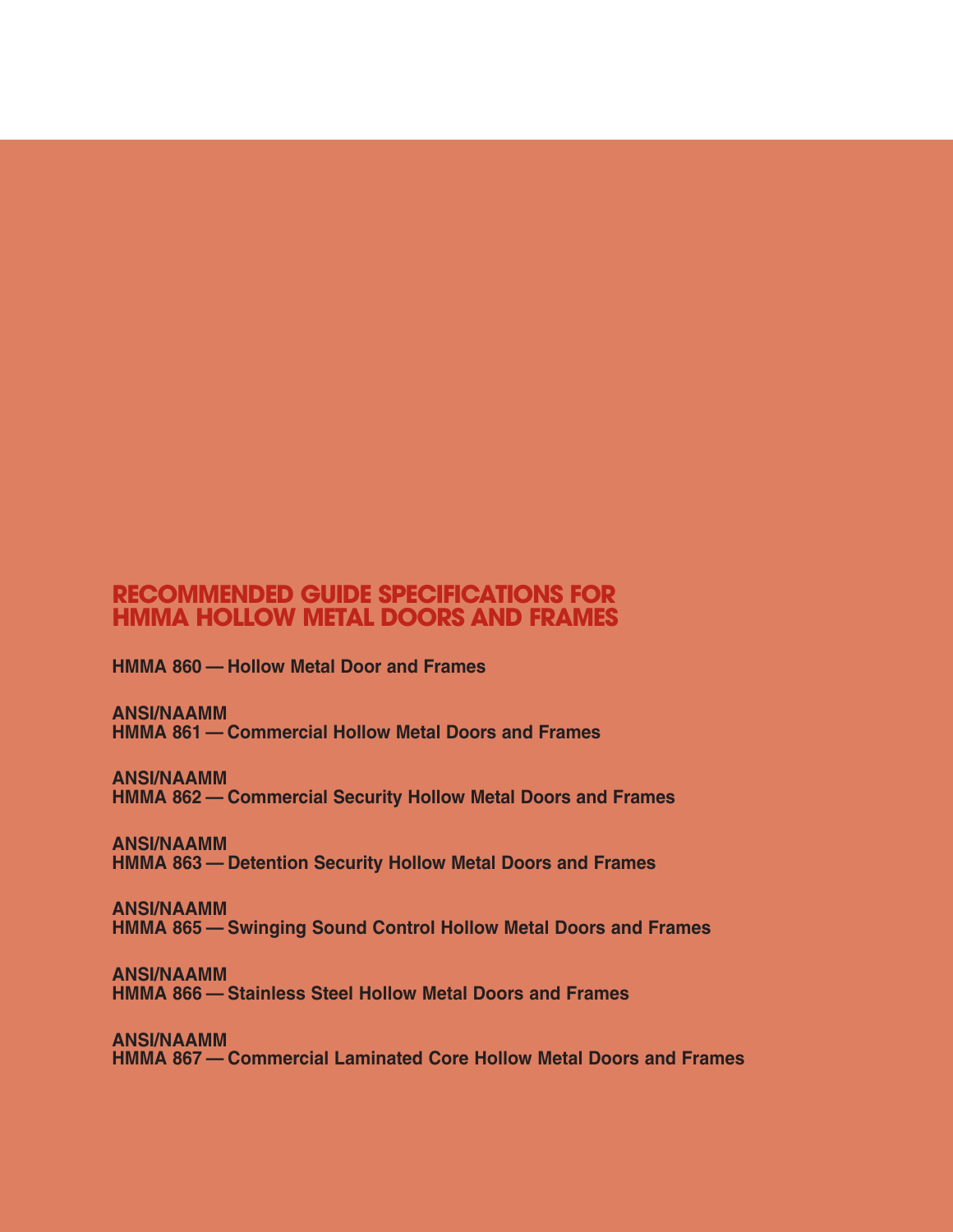# RECOMMENDED GUIDE SPECIFICATIONS FOR HMMA HOLLOW METAL DOORS AND FRAMES

**HMMA 860 — Hollow Metal Door and Frames**

**ANSI/NAAMM**
**HMMA 861 — Commercial Hollow Metal Doors and Frames**

**ANSI/NAAMM**
**HMMA 862 — Commercial Security Hollow Metal Doors and Frames**

**ANSI/NAAMM**
**HMMA 863 — Detention Security Hollow Metal Doors and Frames**

**ANSI/NAAMM**
**HMMA 865 — Swinging Sound Control Hollow Metal Doors and Frames**

**ANSI/NAAMM**
**HMMA 866 — Stainless Steel Hollow Metal Doors and Frames**

**ANSI/NAAMM**
**HMMA 867 — Commercial Laminated Core Hollow Metal Doors and Frames**